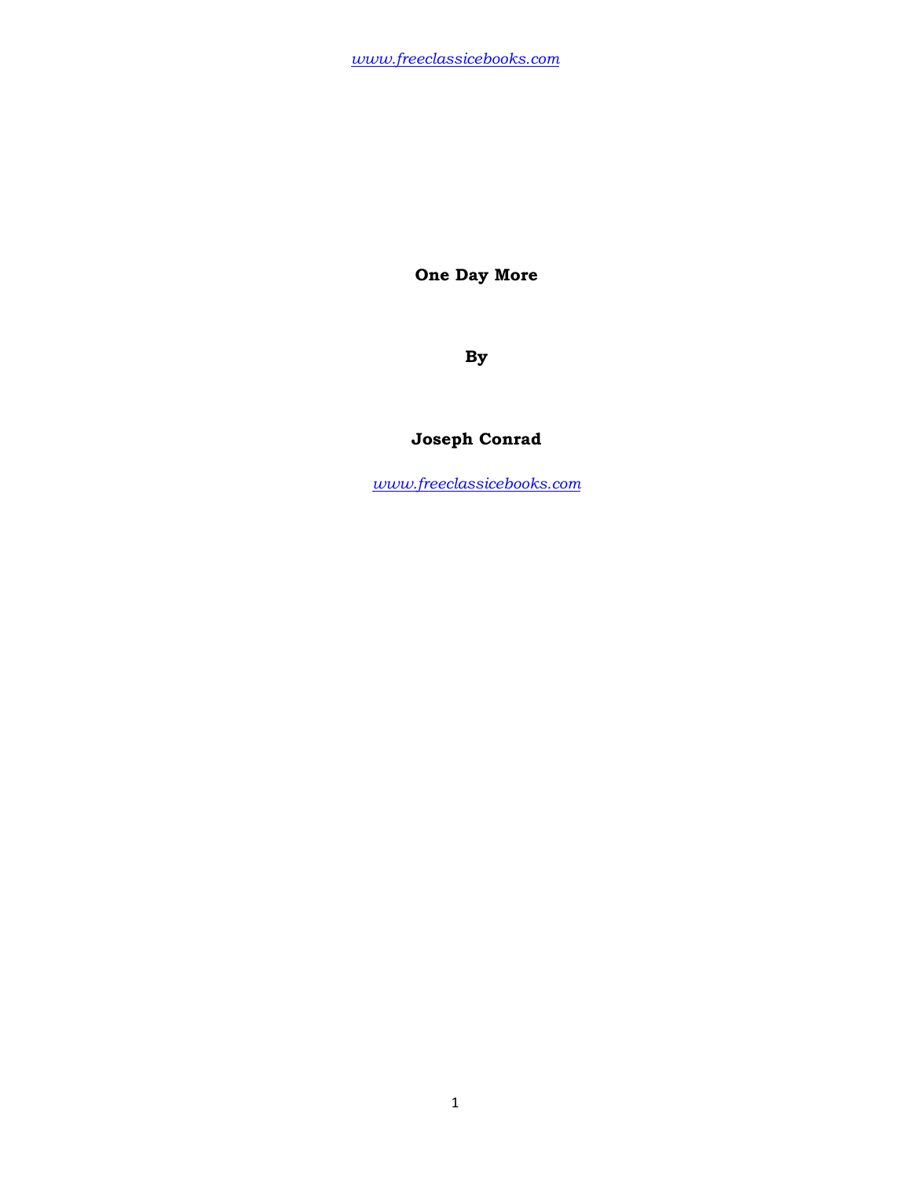**One Day More**

**By**

**Joseph Conrad**

*www.freeclassicebooks.com*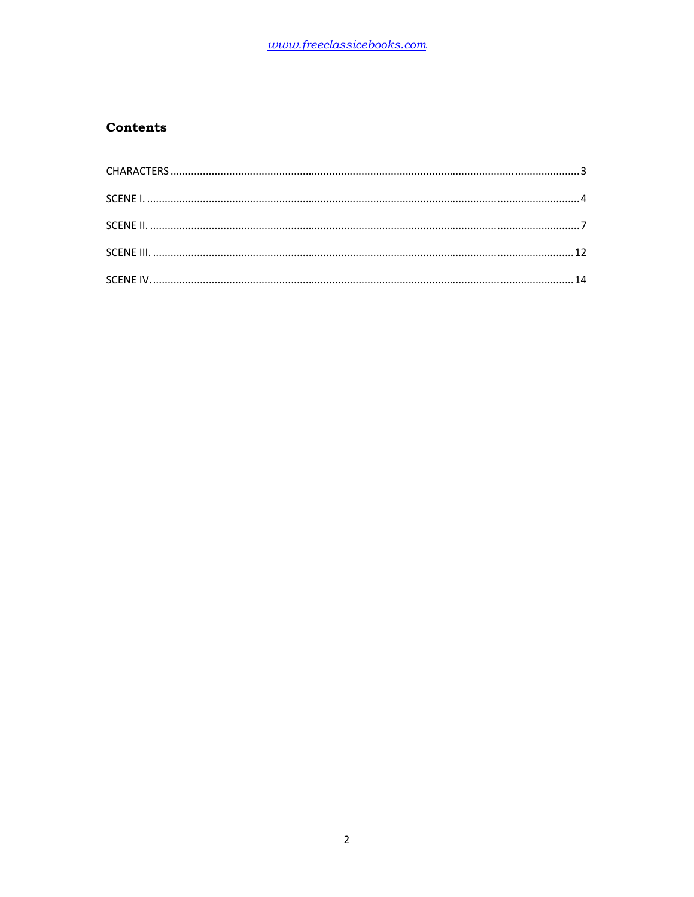## Contents

CHARACTERS ........................................................................................................................................ 3

SCENE I. ................................................................................................................................................ 4

SCENE II. ............................................................................................................................................... 7

SCENE III. ............................................................................................................................................ 12

SCENE IV. ............................................................................................................................................ 14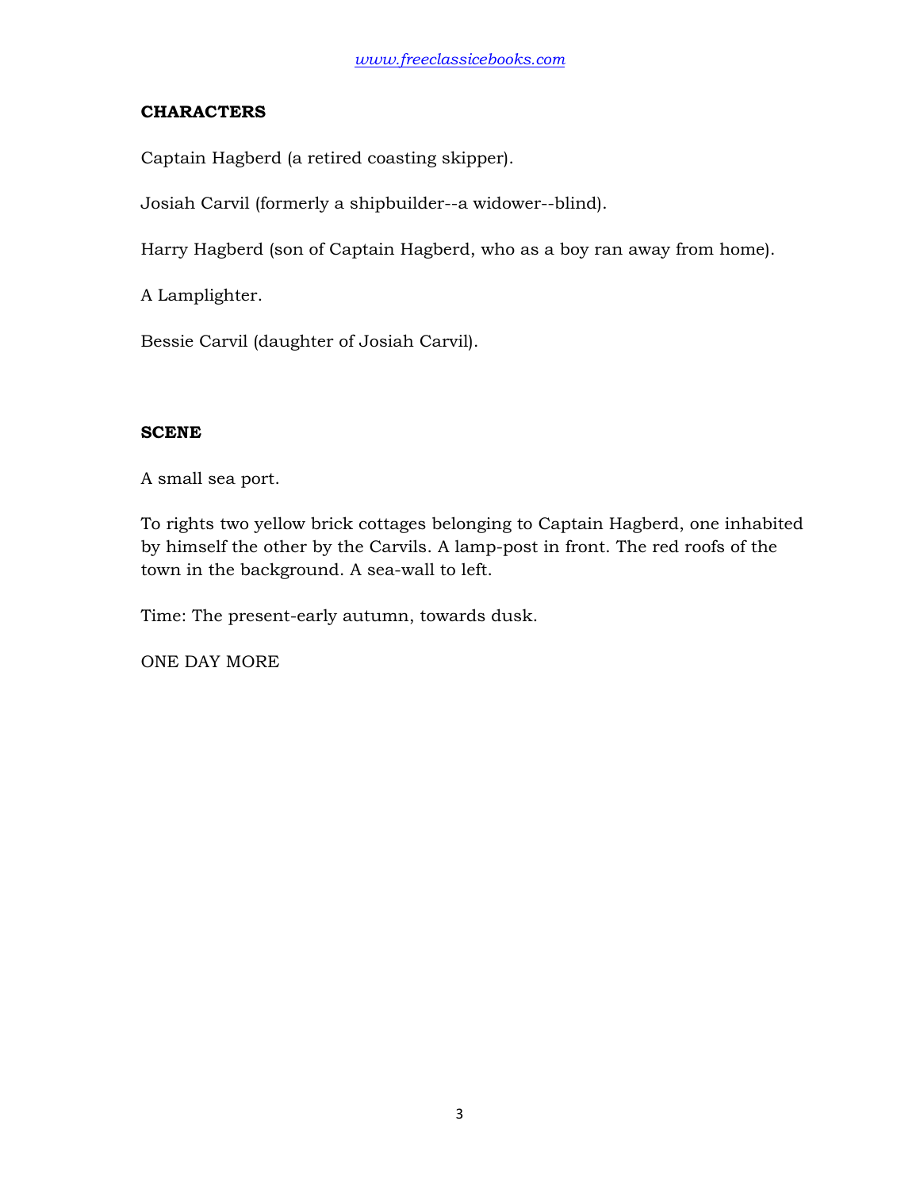**CHARACTERS**

Captain Hagberd (a retired coasting skipper).

Josiah Carvil (formerly a shipbuilder--a widower--blind).

Harry Hagberd (son of Captain Hagberd, who as a boy ran away from home).

A Lamplighter.

Bessie Carvil (daughter of Josiah Carvil).

**SCENE**

A small sea port.

To rights two yellow brick cottages belonging to Captain Hagberd, one inhabited by himself the other by the Carvils. A lamp-post in front. The red roofs of the town in the background. A sea-wall to left.

Time: The present-early autumn, towards dusk.

ONE DAY MORE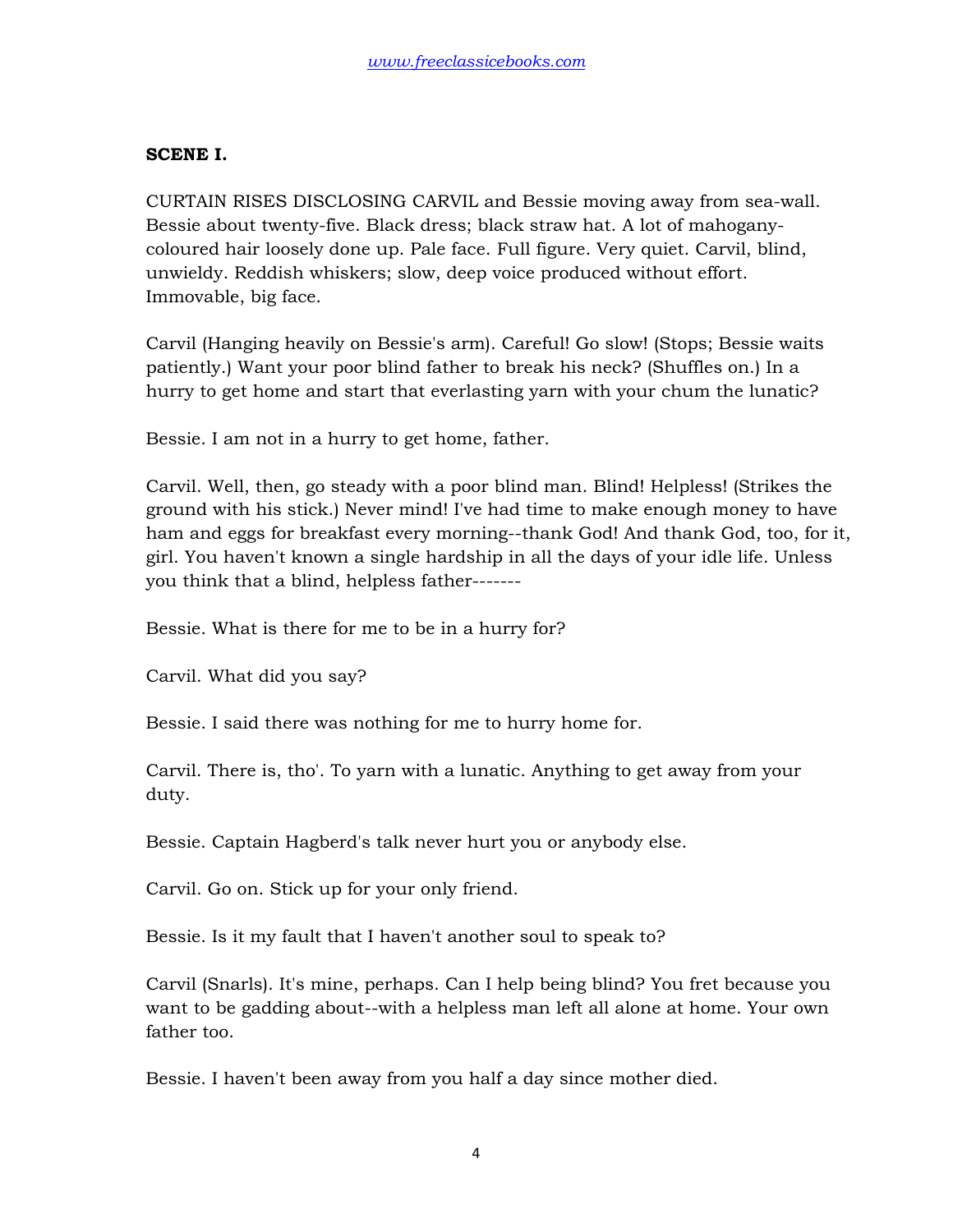### SCENE I.

CURTAIN RISES DISCLOSING CARVIL and Bessie moving away from sea-wall. Bessie about twenty-five. Black dress; black straw hat. A lot of mahogany-coloured hair loosely done up. Pale face. Full figure. Very quiet. Carvil, blind, unwieldy. Reddish whiskers; slow, deep voice produced without effort. Immovable, big face.

Carvil (Hanging heavily on Bessie's arm). Careful! Go slow! (Stops; Bessie waits patiently.) Want your poor blind father to break his neck? (Shuffles on.) In a hurry to get home and start that everlasting yarn with your chum the lunatic?

Bessie. I am not in a hurry to get home, father.

Carvil. Well, then, go steady with a poor blind man. Blind! Helpless! (Strikes the ground with his stick.) Never mind! I've had time to make enough money to have ham and eggs for breakfast every morning--thank God! And thank God, too, for it, girl. You haven't known a single hardship in all the days of your idle life. Unless you think that a blind, helpless father-------

Bessie. What is there for me to be in a hurry for?

Carvil. What did you say?

Bessie. I said there was nothing for me to hurry home for.

Carvil. There is, tho'. To yarn with a lunatic. Anything to get away from your duty.

Bessie. Captain Hagberd's talk never hurt you or anybody else.

Carvil. Go on. Stick up for your only friend.

Bessie. Is it my fault that I haven't another soul to speak to?

Carvil (Snarls). It's mine, perhaps. Can I help being blind? You fret because you want to be gadding about--with a helpless man left all alone at home. Your own father too.

Bessie. I haven't been away from you half a day since mother died.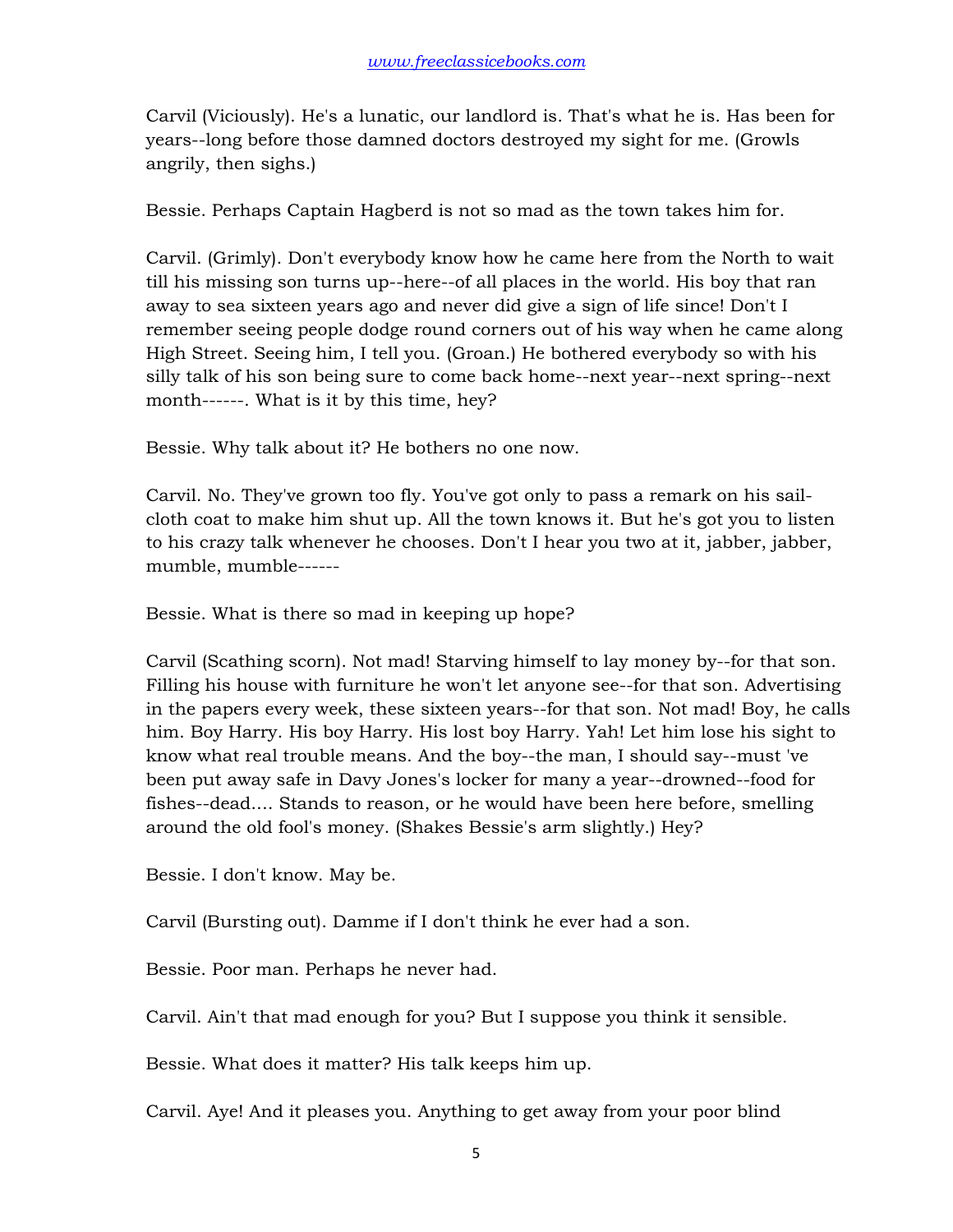Carvil (Viciously). He's a lunatic, our landlord is. That's what he is. Has been for years--long before those damned doctors destroyed my sight for me. (Growls angrily, then sighs.)

Bessie. Perhaps Captain Hagberd is not so mad as the town takes him for.

Carvil. (Grimly). Don't everybody know how he came here from the North to wait till his missing son turns up--here--of all places in the world. His boy that ran away to sea sixteen years ago and never did give a sign of life since! Don't I remember seeing people dodge round corners out of his way when he came along High Street. Seeing him, I tell you. (Groan.) He bothered everybody so with his silly talk of his son being sure to come back home--next year--next spring--next month------. What is it by this time, hey?

Bessie. Why talk about it? He bothers no one now.

Carvil. No. They've grown too fly. You've got only to pass a remark on his sail-cloth coat to make him shut up. All the town knows it. But he's got you to listen to his crazy talk whenever he chooses. Don't I hear you two at it, jabber, jabber, mumble, mumble------

Bessie. What is there so mad in keeping up hope?

Carvil (Scathing scorn). Not mad! Starving himself to lay money by--for that son. Filling his house with furniture he won't let anyone see--for that son. Advertising in the papers every week, these sixteen years--for that son. Not mad! Boy, he calls him. Boy Harry. His boy Harry. His lost boy Harry. Yah! Let him lose his sight to know what real trouble means. And the boy--the man, I should say--must 've been put away safe in Davy Jones's locker for many a year--drowned--food for fishes--dead.... Stands to reason, or he would have been here before, smelling around the old fool's money. (Shakes Bessie's arm slightly.) Hey?

Bessie. I don't know. May be.

Carvil (Bursting out). Damme if I don't think he ever had a son.

Bessie. Poor man. Perhaps he never had.

Carvil. Ain't that mad enough for you? But I suppose you think it sensible.

Bessie. What does it matter? His talk keeps him up.

Carvil. Aye! And it pleases you. Anything to get away from your poor blind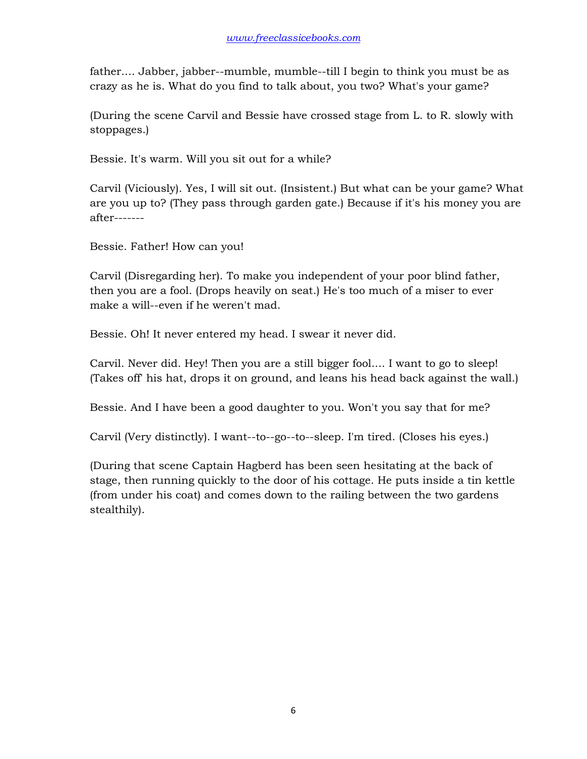father.... Jabber, jabber--mumble, mumble--till I begin to think you must be as crazy as he is. What do you find to talk about, you two? What's your game?

(During the scene Carvil and Bessie have crossed stage from L. to R. slowly with stoppages.)

Bessie. It's warm. Will you sit out for a while?

Carvil (Viciously). Yes, I will sit out. (Insistent.) But what can be your game? What are you up to? (They pass through garden gate.) Because if it's his money you are after-------

Bessie. Father! How can you!

Carvil (Disregarding her). To make you independent of your poor blind father, then you are a fool. (Drops heavily on seat.) He's too much of a miser to ever make a will--even if he weren't mad.

Bessie. Oh! It never entered my head. I swear it never did.

Carvil. Never did. Hey! Then you are a still bigger fool.... I want to go to sleep! (Takes off his hat, drops it on ground, and leans his head back against the wall.)

Bessie. And I have been a good daughter to you. Won't you say that for me?

Carvil (Very distinctly). I want--to--go--to--sleep. I'm tired. (Closes his eyes.)

(During that scene Captain Hagberd has been seen hesitating at the back of stage, then running quickly to the door of his cottage. He puts inside a tin kettle (from under his coat) and comes down to the railing between the two gardens stealthily).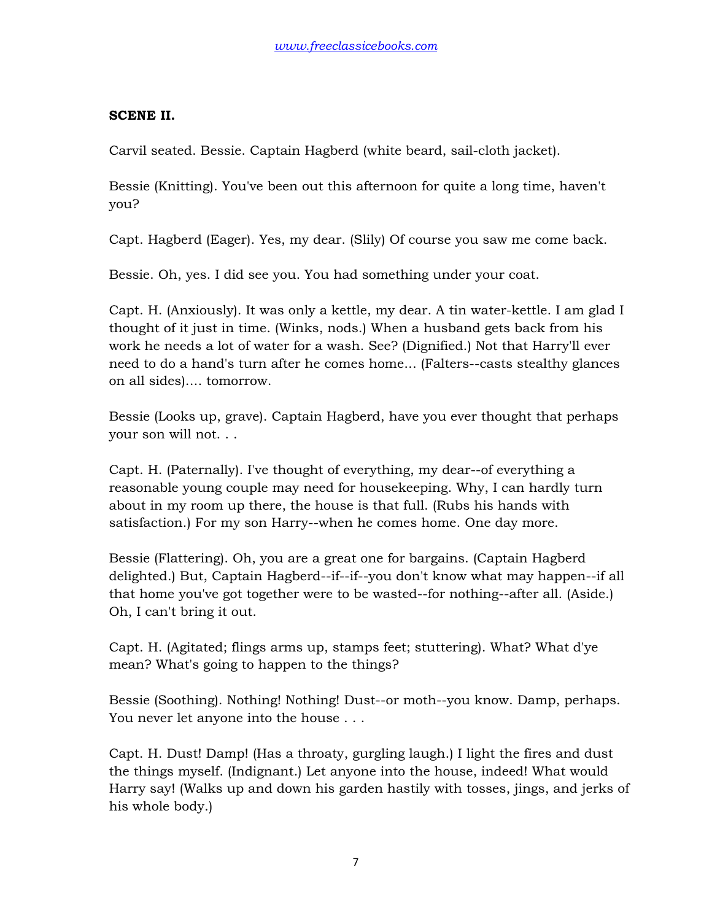**SCENE II.**

Carvil seated. Bessie. Captain Hagberd (white beard, sail-cloth jacket).

Bessie (Knitting). You've been out this afternoon for quite a long time, haven't you?

Capt. Hagberd (Eager). Yes, my dear. (Slily) Of course you saw me come back.

Bessie. Oh, yes. I did see you. You had something under your coat.

Capt. H. (Anxiously). It was only a kettle, my dear. A tin water-kettle. I am glad I thought of it just in time. (Winks, nods.) When a husband gets back from his work he needs a lot of water for a wash. See? (Dignified.) Not that Harry'll ever need to do a hand's turn after he comes home... (Falters--casts stealthy glances on all sides).... tomorrow.

Bessie (Looks up, grave). Captain Hagberd, have you ever thought that perhaps your son will not. . .

Capt. H. (Paternally). I've thought of everything, my dear--of everything a reasonable young couple may need for housekeeping. Why, I can hardly turn about in my room up there, the house is that full. (Rubs his hands with satisfaction.) For my son Harry--when he comes home. One day more.

Bessie (Flattering). Oh, you are a great one for bargains. (Captain Hagberd delighted.) But, Captain Hagberd--if--if--you don't know what may happen--if all that home you've got together were to be wasted--for nothing--after all. (Aside.) Oh, I can't bring it out.

Capt. H. (Agitated; flings arms up, stamps feet; stuttering). What? What d'ye mean? What's going to happen to the things?

Bessie (Soothing). Nothing! Nothing! Dust--or moth--you know. Damp, perhaps. You never let anyone into the house . . .

Capt. H. Dust! Damp! (Has a throaty, gurgling laugh.) I light the fires and dust the things myself. (Indignant.) Let anyone into the house, indeed! What would Harry say! (Walks up and down his garden hastily with tosses, jings, and jerks of his whole body.)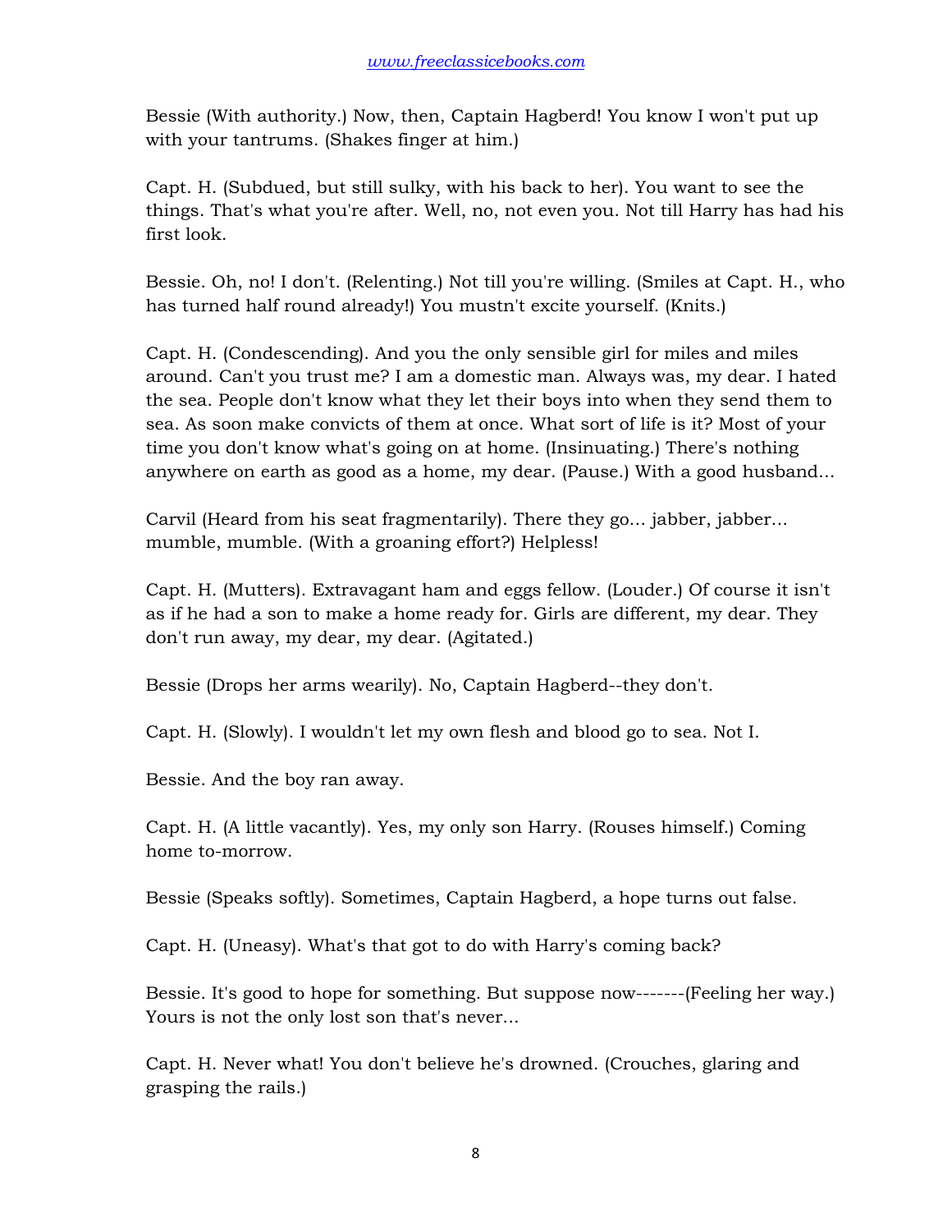Bessie (With authority.) Now, then, Captain Hagberd! You know I won't put up with your tantrums. (Shakes finger at him.)

Capt. H. (Subdued, but still sulky, with his back to her). You want to see the things. That's what you're after. Well, no, not even you. Not till Harry has had his first look.

Bessie. Oh, no! I don't. (Relenting.) Not till you're willing. (Smiles at Capt. H., who has turned half round already!) You mustn't excite yourself. (Knits.)

Capt. H. (Condescending). And you the only sensible girl for miles and miles around. Can't you trust me? I am a domestic man. Always was, my dear. I hated the sea. People don't know what they let their boys into when they send them to sea. As soon make convicts of them at once. What sort of life is it? Most of your time you don't know what's going on at home. (Insinuating.) There's nothing anywhere on earth as good as a home, my dear. (Pause.) With a good husband...

Carvil (Heard from his seat fragmentarily). There they go... jabber, jabber... mumble, mumble. (With a groaning effort?) Helpless!

Capt. H. (Mutters). Extravagant ham and eggs fellow. (Louder.) Of course it isn't as if he had a son to make a home ready for. Girls are different, my dear. They don't run away, my dear, my dear. (Agitated.)

Bessie (Drops her arms wearily). No, Captain Hagberd--they don't.

Capt. H. (Slowly). I wouldn't let my own flesh and blood go to sea. Not I.

Bessie. And the boy ran away.

Capt. H. (A little vacantly). Yes, my only son Harry. (Rouses himself.) Coming home to-morrow.

Bessie (Speaks softly). Sometimes, Captain Hagberd, a hope turns out false.

Capt. H. (Uneasy). What's that got to do with Harry's coming back?

Bessie. It's good to hope for something. But suppose now-------(Feeling her way.) Yours is not the only lost son that's never...

Capt. H. Never what! You don't believe he's drowned. (Crouches, glaring and grasping the rails.)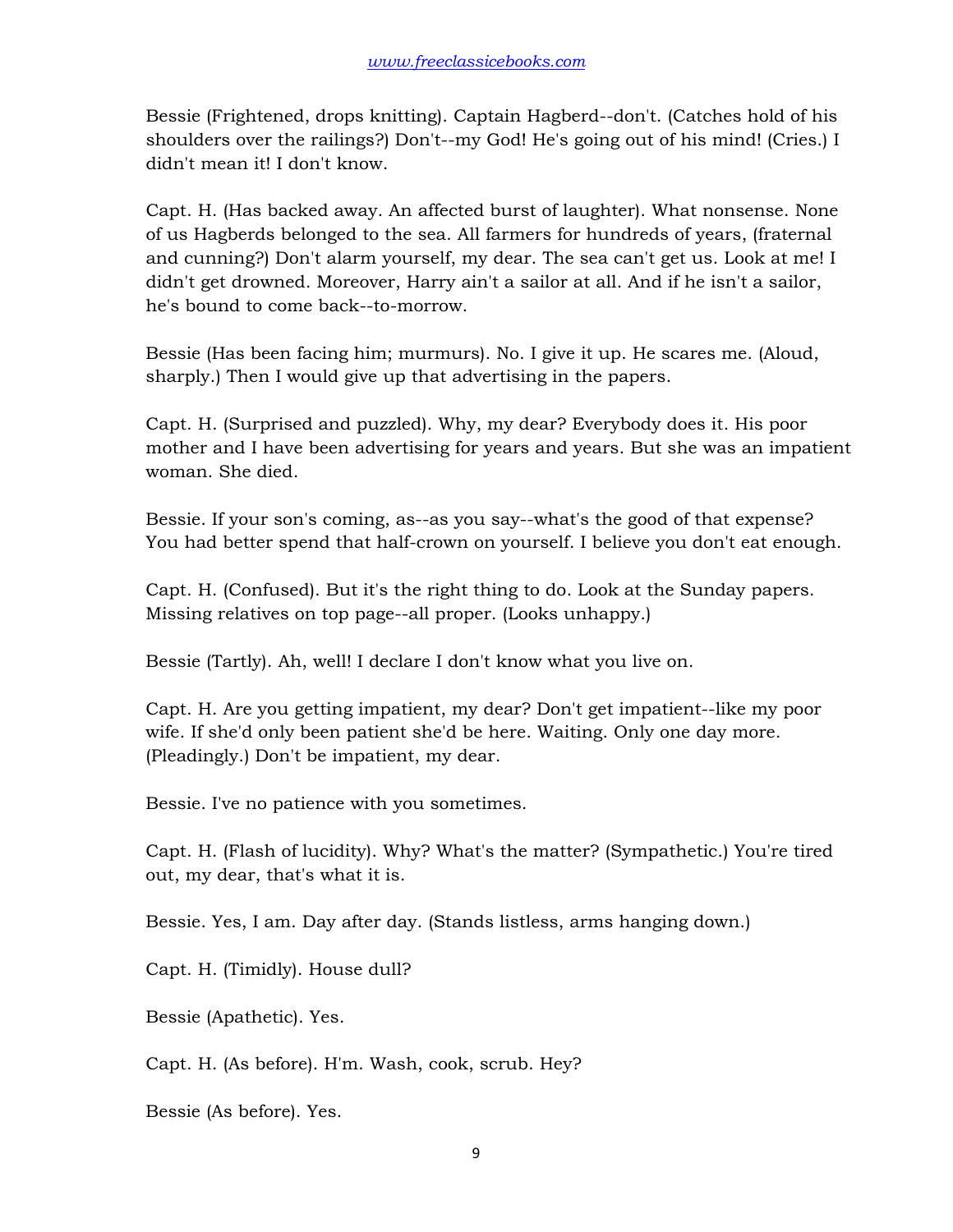Bessie (Frightened, drops knitting). Captain Hagberd--don't. (Catches hold of his shoulders over the railings?) Don't--my God! He's going out of his mind! (Cries.) I didn't mean it! I don't know.

Capt. H. (Has backed away. An affected burst of laughter). What nonsense. None of us Hagberds belonged to the sea. All farmers for hundreds of years, (fraternal and cunning?) Don't alarm yourself, my dear. The sea can't get us. Look at me! I didn't get drowned. Moreover, Harry ain't a sailor at all. And if he isn't a sailor, he's bound to come back--to-morrow.

Bessie (Has been facing him; murmurs). No. I give it up. He scares me. (Aloud, sharply.) Then I would give up that advertising in the papers.

Capt. H. (Surprised and puzzled). Why, my dear? Everybody does it. His poor mother and I have been advertising for years and years. But she was an impatient woman. She died.

Bessie. If your son's coming, as--as you say--what's the good of that expense? You had better spend that half-crown on yourself. I believe you don't eat enough.

Capt. H. (Confused). But it's the right thing to do. Look at the Sunday papers. Missing relatives on top page--all proper. (Looks unhappy.)

Bessie (Tartly). Ah, well! I declare I don't know what you live on.

Capt. H. Are you getting impatient, my dear? Don't get impatient--like my poor wife. If she'd only been patient she'd be here. Waiting. Only one day more. (Pleadingly.) Don't be impatient, my dear.

Bessie. I've no patience with you sometimes.

Capt. H. (Flash of lucidity). Why? What's the matter? (Sympathetic.) You're tired out, my dear, that's what it is.

Bessie. Yes, I am. Day after day. (Stands listless, arms hanging down.)

Capt. H. (Timidly). House dull?

Bessie (Apathetic). Yes.

Capt. H. (As before). H'm. Wash, cook, scrub. Hey?

Bessie (As before). Yes.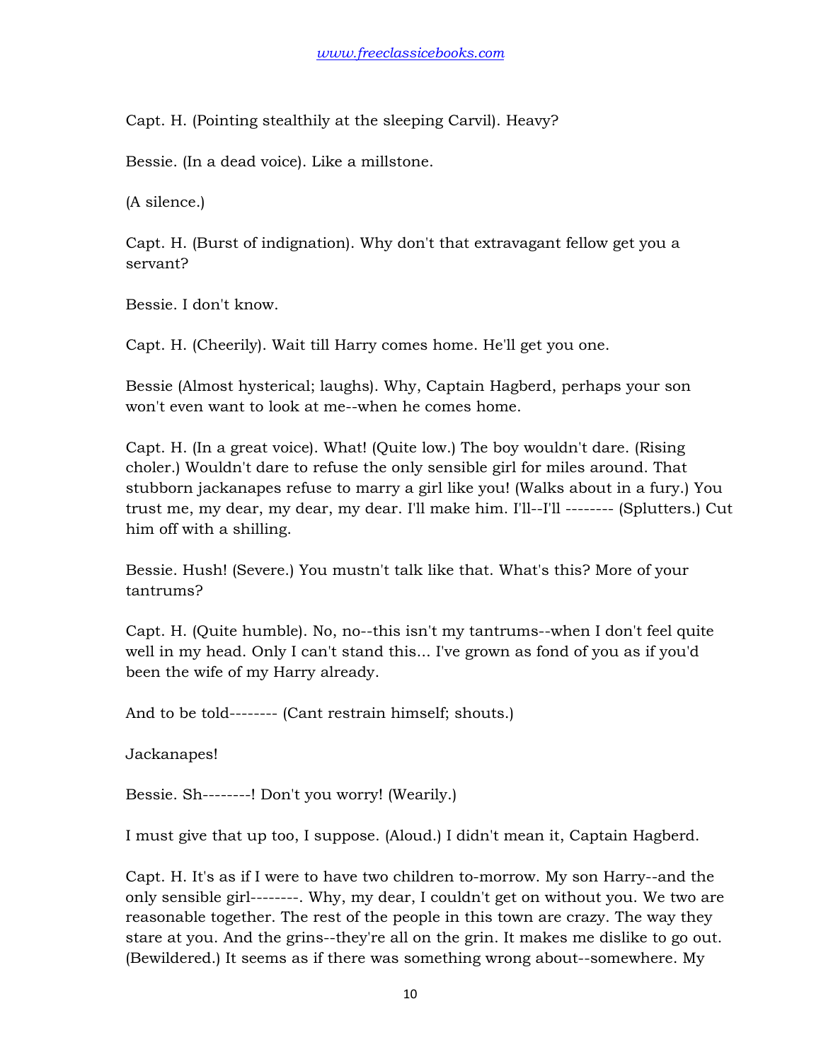Capt. H. (Pointing stealthily at the sleeping Carvil). Heavy?

Bessie. (In a dead voice). Like a millstone.

(A silence.)

Capt. H. (Burst of indignation). Why don't that extravagant fellow get you a servant?

Bessie. I don't know.

Capt. H. (Cheerily). Wait till Harry comes home. He'll get you one.

Bessie (Almost hysterical; laughs). Why, Captain Hagberd, perhaps your son won't even want to look at me--when he comes home.

Capt. H. (In a great voice). What! (Quite low.) The boy wouldn't dare. (Rising choler.) Wouldn't dare to refuse the only sensible girl for miles around. That stubborn jackanapes refuse to marry a girl like you! (Walks about in a fury.) You trust me, my dear, my dear, my dear. I'll make him. I'll--I'll -------- (Splutters.) Cut him off with a shilling.

Bessie. Hush! (Severe.) You mustn't talk like that. What's this? More of your tantrums?

Capt. H. (Quite humble). No, no--this isn't my tantrums--when I don't feel quite well in my head. Only I can't stand this... I've grown as fond of you as if you'd been the wife of my Harry already.

And to be told-------- (Cant restrain himself; shouts.)

Jackanapes!

Bessie. Sh--------! Don't you worry! (Wearily.)

I must give that up too, I suppose. (Aloud.) I didn't mean it, Captain Hagberd.

Capt. H. It's as if I were to have two children to-morrow. My son Harry--and the only sensible girl--------. Why, my dear, I couldn't get on without you. We two are reasonable together. The rest of the people in this town are crazy. The way they stare at you. And the grins--they're all on the grin. It makes me dislike to go out. (Bewildered.) It seems as if there was something wrong about--somewhere. My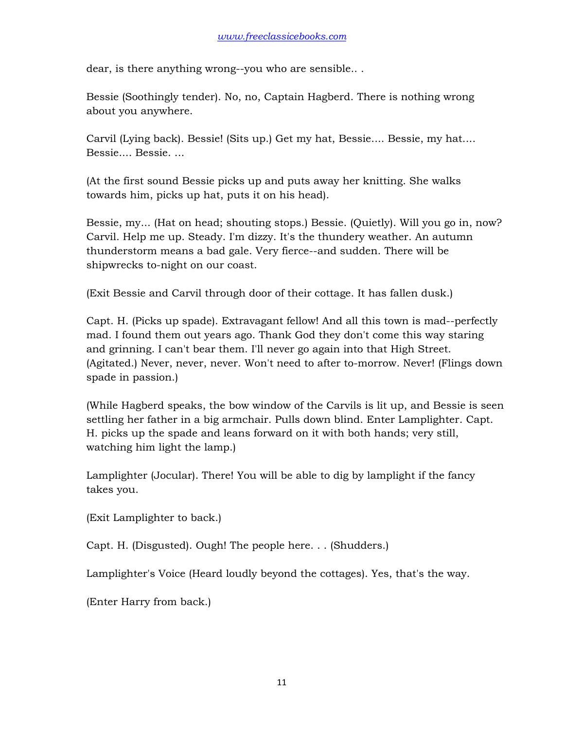dear, is there anything wrong--you who are sensible.. .

Bessie (Soothingly tender). No, no, Captain Hagberd. There is nothing wrong about you anywhere.

Carvil (Lying back). Bessie! (Sits up.) Get my hat, Bessie.... Bessie, my hat.... Bessie.... Bessie. ...

(At the first sound Bessie picks up and puts away her knitting. She walks towards him, picks up hat, puts it on his head).

Bessie, my... (Hat on head; shouting stops.) Bessie. (Quietly). Will you go in, now? Carvil. Help me up. Steady. I'm dizzy. It's the thundery weather. An autumn thunderstorm means a bad gale. Very fierce--and sudden. There will be shipwrecks to-night on our coast.

(Exit Bessie and Carvil through door of their cottage. It has fallen dusk.)

Capt. H. (Picks up spade). Extravagant fellow! And all this town is mad--perfectly mad. I found them out years ago. Thank God they don't come this way staring and grinning. I can't bear them. I'll never go again into that High Street. (Agitated.) Never, never, never. Won't need to after to-morrow. Never! (Flings down spade in passion.)

(While Hagberd speaks, the bow window of the Carvils is lit up, and Bessie is seen settling her father in a big armchair. Pulls down blind. Enter Lamplighter. Capt. H. picks up the spade and leans forward on it with both hands; very still, watching him light the lamp.)

Lamplighter (Jocular). There! You will be able to dig by lamplight if the fancy takes you.

(Exit Lamplighter to back.)

Capt. H. (Disgusted). Ough! The people here. . . (Shudders.)

Lamplighter's Voice (Heard loudly beyond the cottages). Yes, that's the way.

(Enter Harry from back.)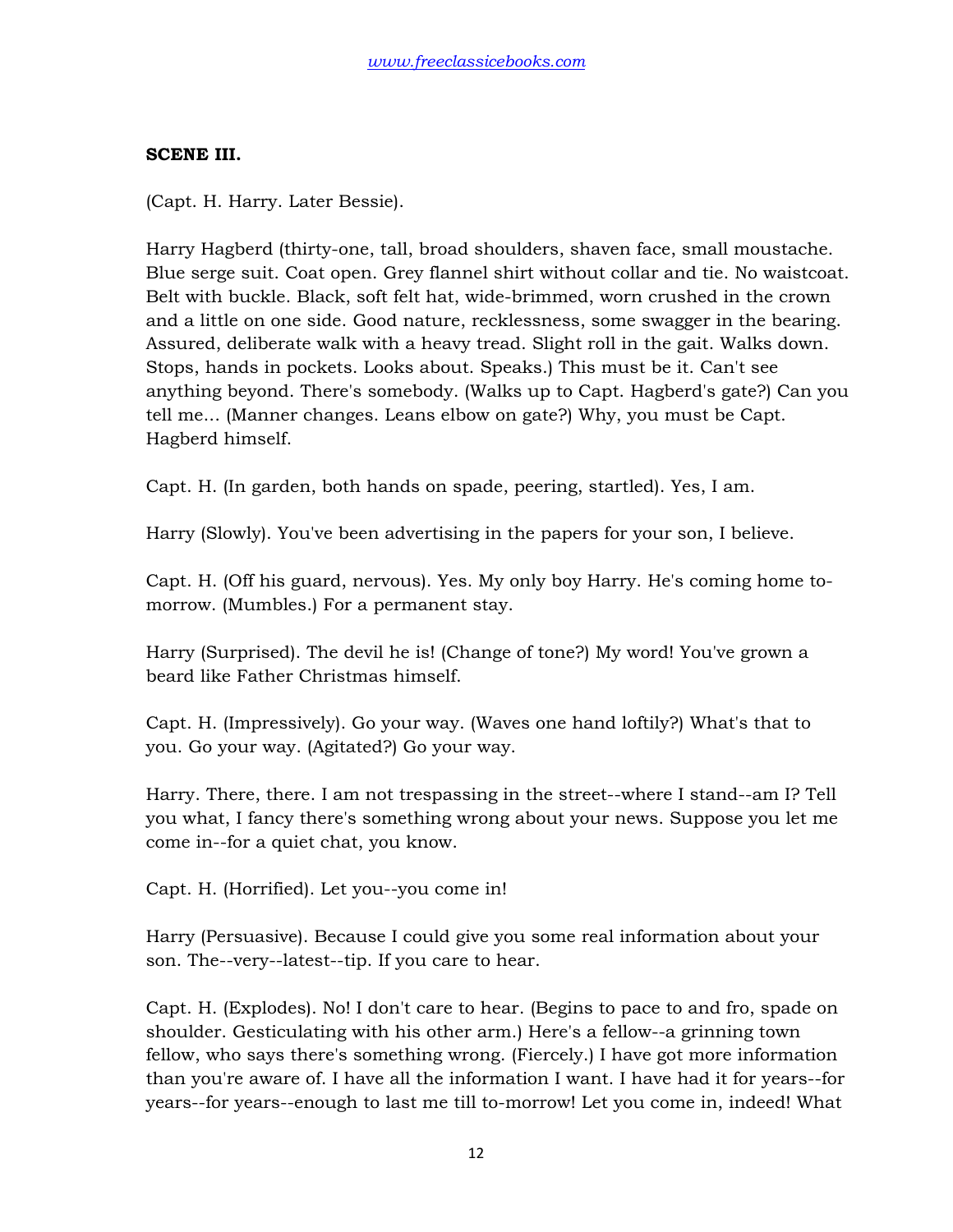**SCENE III.**

(Capt. H. Harry. Later Bessie).

Harry Hagberd (thirty-one, tall, broad shoulders, shaven face, small moustache. Blue serge suit. Coat open. Grey flannel shirt without collar and tie. No waistcoat. Belt with buckle. Black, soft felt hat, wide-brimmed, worn crushed in the crown and a little on one side. Good nature, recklessness, some swagger in the bearing. Assured, deliberate walk with a heavy tread. Slight roll in the gait. Walks down. Stops, hands in pockets. Looks about. Speaks.) This must be it. Can't see anything beyond. There's somebody. (Walks up to Capt. Hagberd's gate?) Can you tell me... (Manner changes. Leans elbow on gate?) Why, you must be Capt. Hagberd himself.

Capt. H. (In garden, both hands on spade, peering, startled). Yes, I am.

Harry (Slowly). You've been advertising in the papers for your son, I believe.

Capt. H. (Off his guard, nervous). Yes. My only boy Harry. He's coming home to-morrow. (Mumbles.) For a permanent stay.

Harry (Surprised). The devil he is! (Change of tone?) My word! You've grown a beard like Father Christmas himself.

Capt. H. (Impressively). Go your way. (Waves one hand loftily?) What's that to you. Go your way. (Agitated?) Go your way.

Harry. There, there. I am not trespassing in the street--where I stand--am I? Tell you what, I fancy there's something wrong about your news. Suppose you let me come in--for a quiet chat, you know.

Capt. H. (Horrified). Let you--you come in!

Harry (Persuasive). Because I could give you some real information about your son. The--very--latest--tip. If you care to hear.

Capt. H. (Explodes). No! I don't care to hear. (Begins to pace to and fro, spade on shoulder. Gesticulating with his other arm.) Here's a fellow--a grinning town fellow, who says there's something wrong. (Fiercely.) I have got more information than you're aware of. I have all the information I want. I have had it for years--for years--for years--enough to last me till to-morrow! Let you come in, indeed! What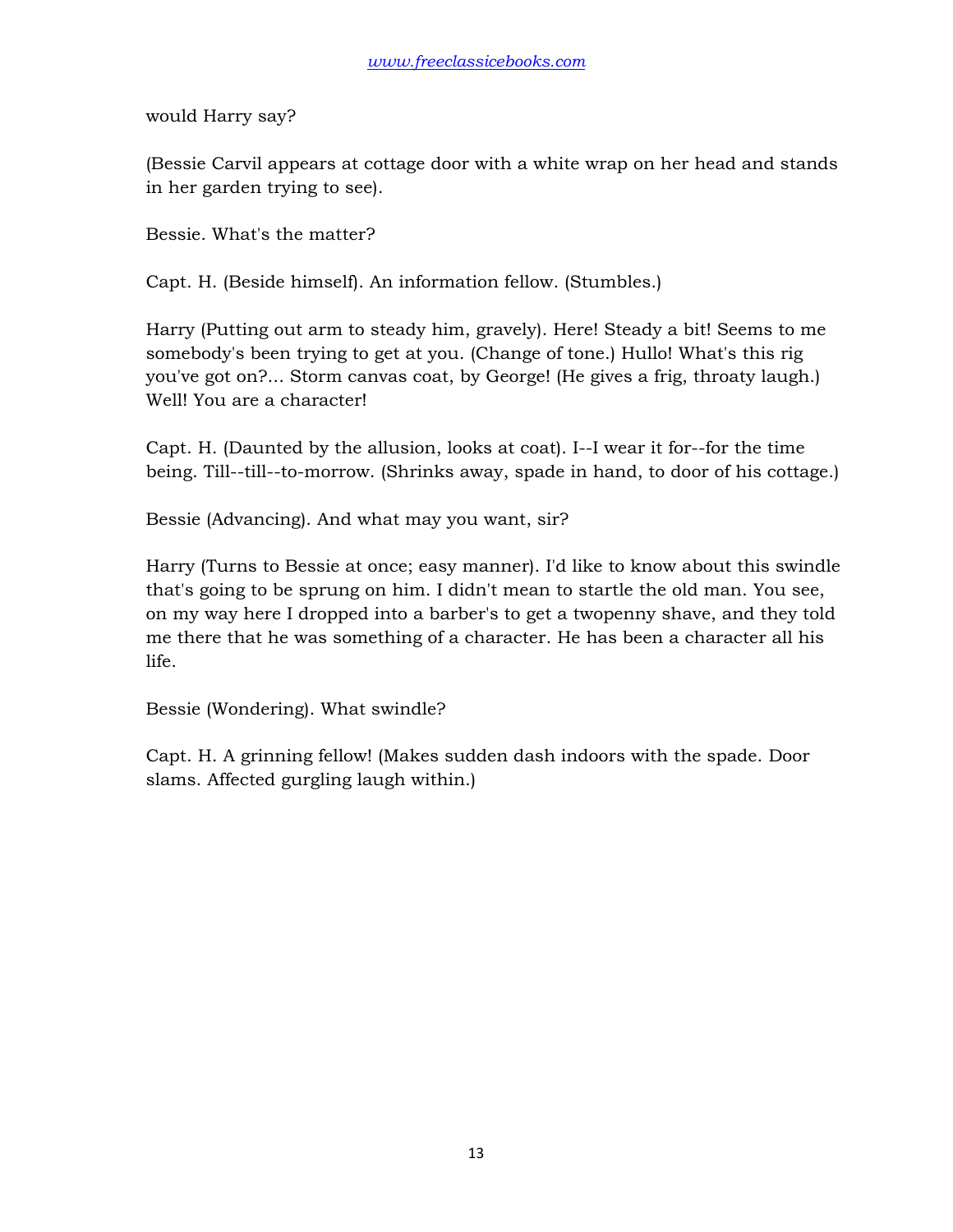would Harry say?

(Bessie Carvil appears at cottage door with a white wrap on her head and stands in her garden trying to see).

Bessie. What's the matter?

Capt. H. (Beside himself). An information fellow. (Stumbles.)

Harry (Putting out arm to steady him, gravely). Here! Steady a bit! Seems to me somebody's been trying to get at you. (Change of tone.) Hullo! What's this rig you've got on?... Storm canvas coat, by George! (He gives a frig, throaty laugh.) Well! You are a character!

Capt. H. (Daunted by the allusion, looks at coat). I--I wear it for--for the time being. Till--till--to-morrow. (Shrinks away, spade in hand, to door of his cottage.)

Bessie (Advancing). And what may you want, sir?

Harry (Turns to Bessie at once; easy manner). I'd like to know about this swindle that's going to be sprung on him. I didn't mean to startle the old man. You see, on my way here I dropped into a barber's to get a twopenny shave, and they told me there that he was something of a character. He has been a character all his life.

Bessie (Wondering). What swindle?

Capt. H. A grinning fellow! (Makes sudden dash indoors with the spade. Door slams. Affected gurgling laugh within.)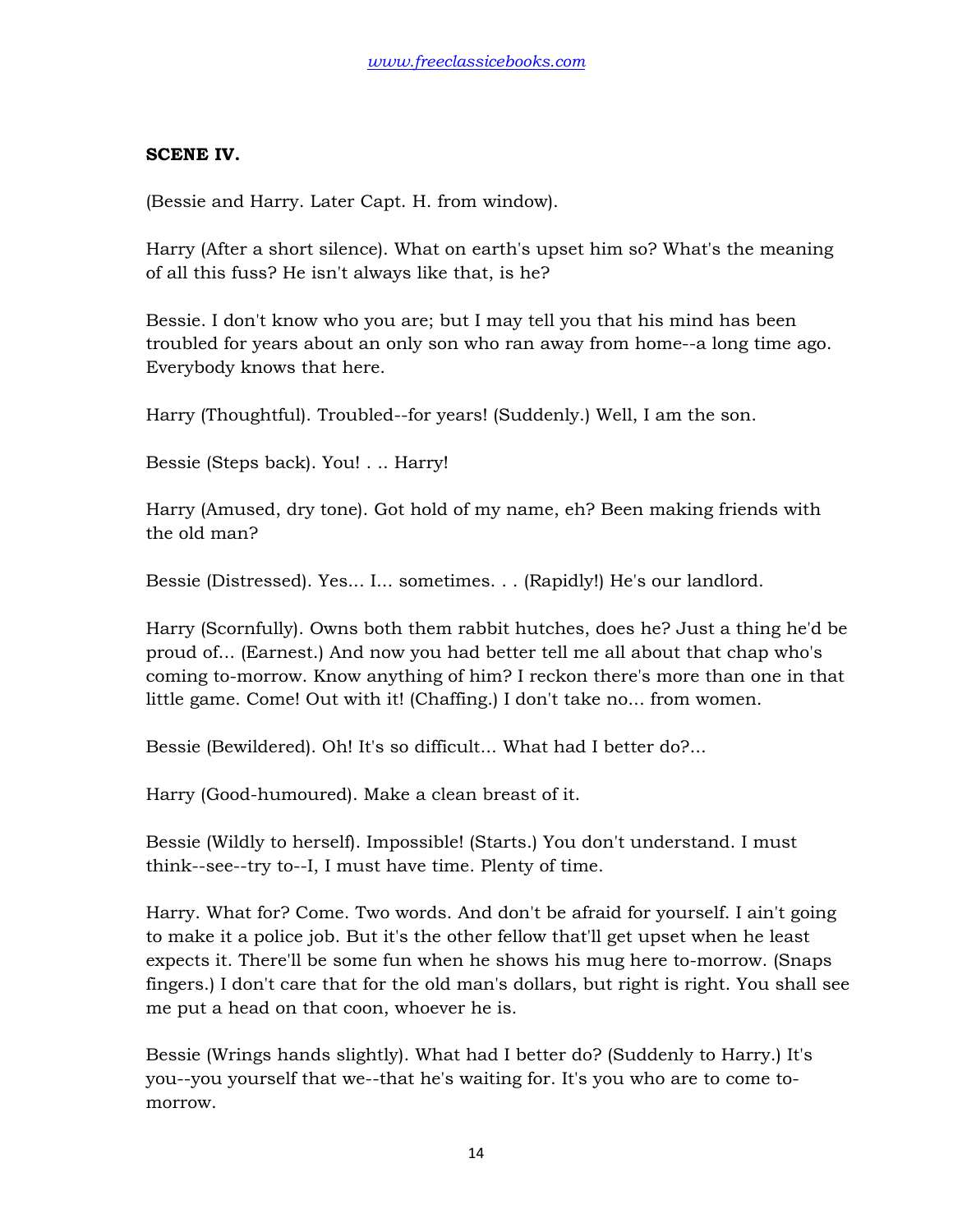**SCENE IV.**

(Bessie and Harry. Later Capt. H. from window).

Harry (After a short silence). What on earth's upset him so? What's the meaning of all this fuss? He isn't always like that, is he?

Bessie. I don't know who you are; but I may tell you that his mind has been troubled for years about an only son who ran away from home--a long time ago. Everybody knows that here.

Harry (Thoughtful). Troubled--for years! (Suddenly.) Well, I am the son.

Bessie (Steps back). You! . .. Harry!

Harry (Amused, dry tone). Got hold of my name, eh? Been making friends with the old man?

Bessie (Distressed). Yes... I... sometimes. . . (Rapidly!) He's our landlord.

Harry (Scornfully). Owns both them rabbit hutches, does he? Just a thing he'd be proud of... (Earnest.) And now you had better tell me all about that chap who's coming to-morrow. Know anything of him? I reckon there's more than one in that little game. Come! Out with it! (Chaffing.) I don't take no... from women.

Bessie (Bewildered). Oh! It's so difficult... What had I better do?...

Harry (Good-humoured). Make a clean breast of it.

Bessie (Wildly to herself). Impossible! (Starts.) You don't understand. I must think--see--try to--I, I must have time. Plenty of time.

Harry. What for? Come. Two words. And don't be afraid for yourself. I ain't going to make it a police job. But it's the other fellow that'll get upset when he least expects it. There'll be some fun when he shows his mug here to-morrow. (Snaps fingers.) I don't care that for the old man's dollars, but right is right. You shall see me put a head on that coon, whoever he is.

Bessie (Wrings hands slightly). What had I better do? (Suddenly to Harry.) It's you--you yourself that we--that he's waiting for. It's you who are to come to-morrow.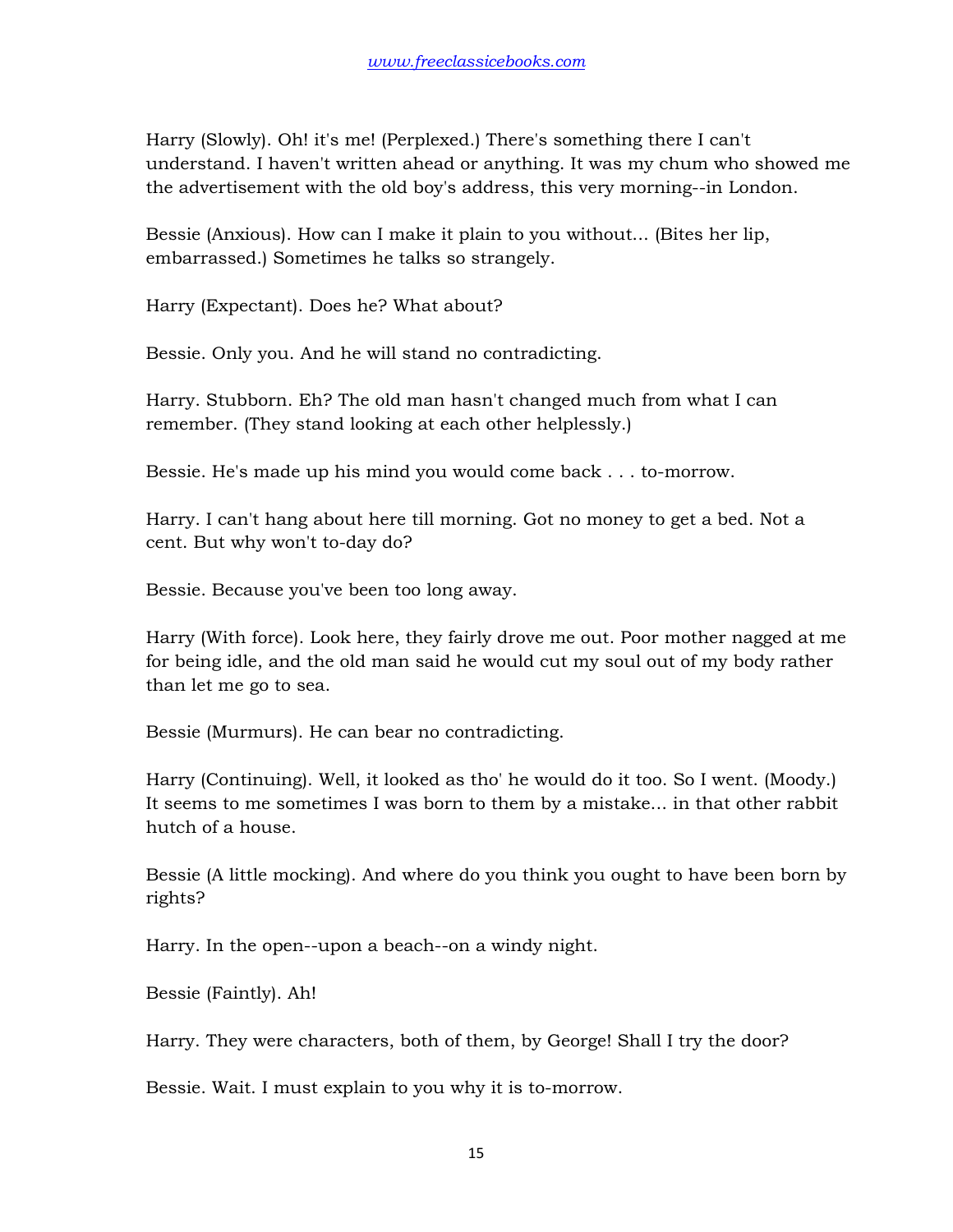Harry (Slowly). Oh! it's me! (Perplexed.) There's something there I can't understand. I haven't written ahead or anything. It was my chum who showed me the advertisement with the old boy's address, this very morning--in London.

Bessie (Anxious). How can I make it plain to you without... (Bites her lip, embarrassed.) Sometimes he talks so strangely.

Harry (Expectant). Does he? What about?

Bessie. Only you. And he will stand no contradicting.

Harry. Stubborn. Eh? The old man hasn't changed much from what I can remember. (They stand looking at each other helplessly.)

Bessie. He's made up his mind you would come back . . . to-morrow.

Harry. I can't hang about here till morning. Got no money to get a bed. Not a cent. But why won't to-day do?

Bessie. Because you've been too long away.

Harry (With force). Look here, they fairly drove me out. Poor mother nagged at me for being idle, and the old man said he would cut my soul out of my body rather than let me go to sea.

Bessie (Murmurs). He can bear no contradicting.

Harry (Continuing). Well, it looked as tho' he would do it too. So I went. (Moody.) It seems to me sometimes I was born to them by a mistake... in that other rabbit hutch of a house.

Bessie (A little mocking). And where do you think you ought to have been born by rights?

Harry. In the open--upon a beach--on a windy night.

Bessie (Faintly). Ah!

Harry. They were characters, both of them, by George! Shall I try the door?

Bessie. Wait. I must explain to you why it is to-morrow.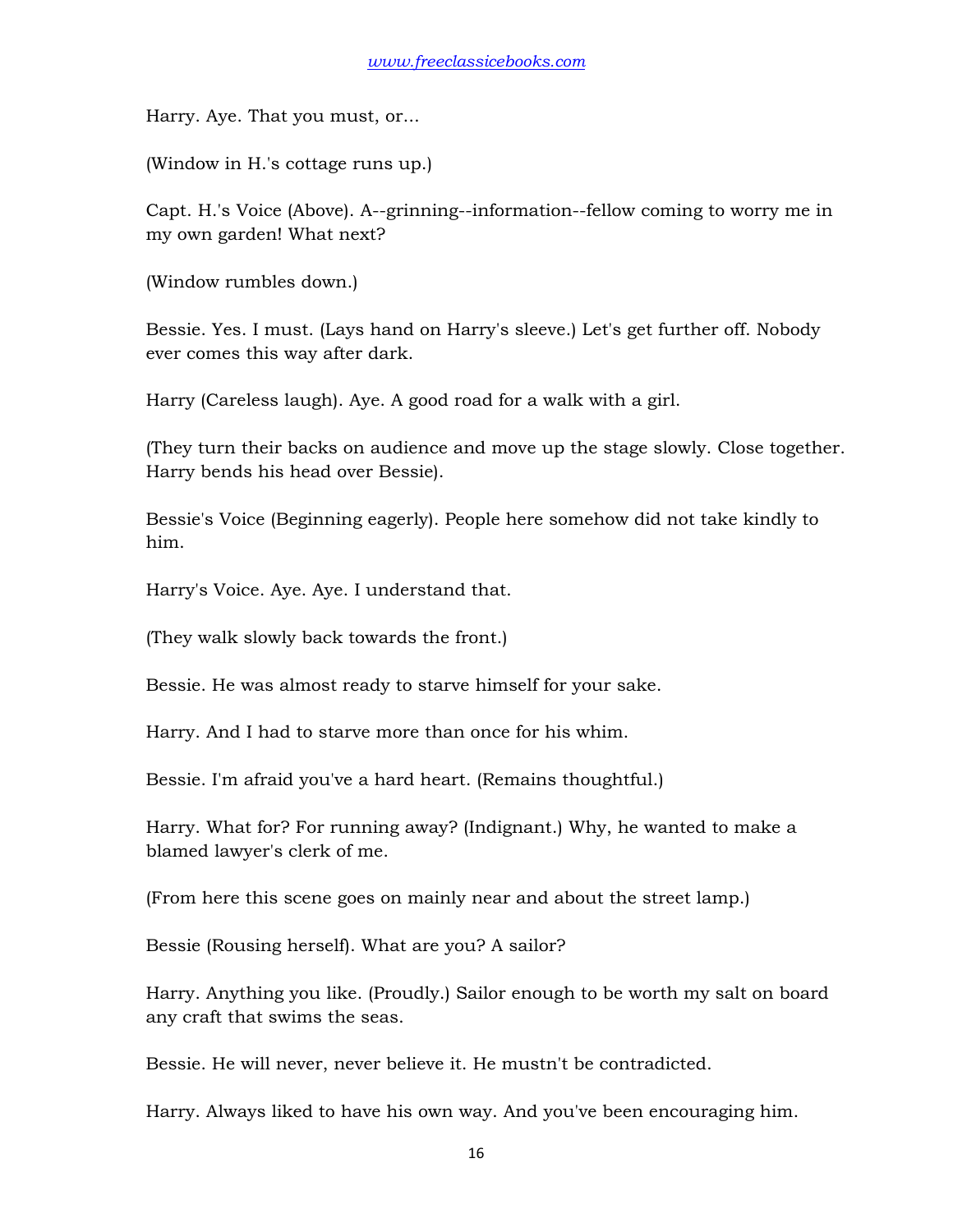Harry. Aye. That you must, or...

(Window in H.'s cottage runs up.)

Capt. H.'s Voice (Above). A--grinning--information--fellow coming to worry me in my own garden! What next?

(Window rumbles down.)

Bessie. Yes. I must. (Lays hand on Harry's sleeve.) Let's get further off. Nobody ever comes this way after dark.

Harry (Careless laugh). Aye. A good road for a walk with a girl.

(They turn their backs on audience and move up the stage slowly. Close together. Harry bends his head over Bessie).

Bessie's Voice (Beginning eagerly). People here somehow did not take kindly to him.

Harry's Voice. Aye. Aye. I understand that.

(They walk slowly back towards the front.)

Bessie. He was almost ready to starve himself for your sake.

Harry. And I had to starve more than once for his whim.

Bessie. I'm afraid you've a hard heart. (Remains thoughtful.)

Harry. What for? For running away? (Indignant.) Why, he wanted to make a blamed lawyer's clerk of me.

(From here this scene goes on mainly near and about the street lamp.)

Bessie (Rousing herself). What are you? A sailor?

Harry. Anything you like. (Proudly.) Sailor enough to be worth my salt on board any craft that swims the seas.

Bessie. He will never, never believe it. He mustn't be contradicted.

Harry. Always liked to have his own way. And you've been encouraging him.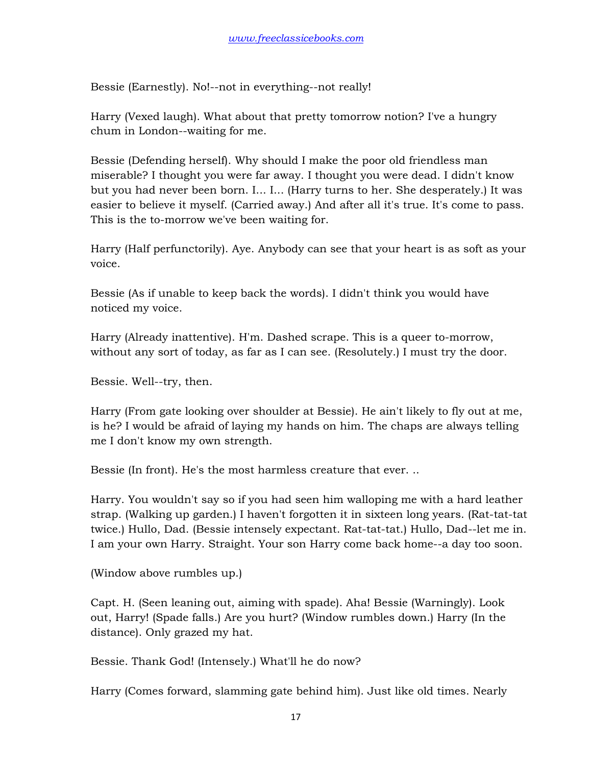Bessie (Earnestly). No!--not in everything--not really!

Harry (Vexed laugh). What about that pretty tomorrow notion? I've a hungry chum in London--waiting for me.

Bessie (Defending herself). Why should I make the poor old friendless man miserable? I thought you were far away. I thought you were dead. I didn't know but you had never been born. I... I... (Harry turns to her. She desperately.) It was easier to believe it myself. (Carried away.) And after all it's true. It's come to pass. This is the to-morrow we've been waiting for.

Harry (Half perfunctorily). Aye. Anybody can see that your heart is as soft as your voice.

Bessie (As if unable to keep back the words). I didn't think you would have noticed my voice.

Harry (Already inattentive). H'm. Dashed scrape. This is a queer to-morrow, without any sort of today, as far as I can see. (Resolutely.) I must try the door.

Bessie. Well--try, then.

Harry (From gate looking over shoulder at Bessie). He ain't likely to fly out at me, is he? I would be afraid of laying my hands on him. The chaps are always telling me I don't know my own strength.

Bessie (In front). He's the most harmless creature that ever. ..

Harry. You wouldn't say so if you had seen him walloping me with a hard leather strap. (Walking up garden.) I haven't forgotten it in sixteen long years. (Rat-tat-tat twice.) Hullo, Dad. (Bessie intensely expectant. Rat-tat-tat.) Hullo, Dad--let me in. I am your own Harry. Straight. Your son Harry come back home--a day too soon.

(Window above rumbles up.)

Capt. H. (Seen leaning out, aiming with spade). Aha! Bessie (Warningly). Look out, Harry! (Spade falls.) Are you hurt? (Window rumbles down.) Harry (In the distance). Only grazed my hat.

Bessie. Thank God! (Intensely.) What'll he do now?

Harry (Comes forward, slamming gate behind him). Just like old times. Nearly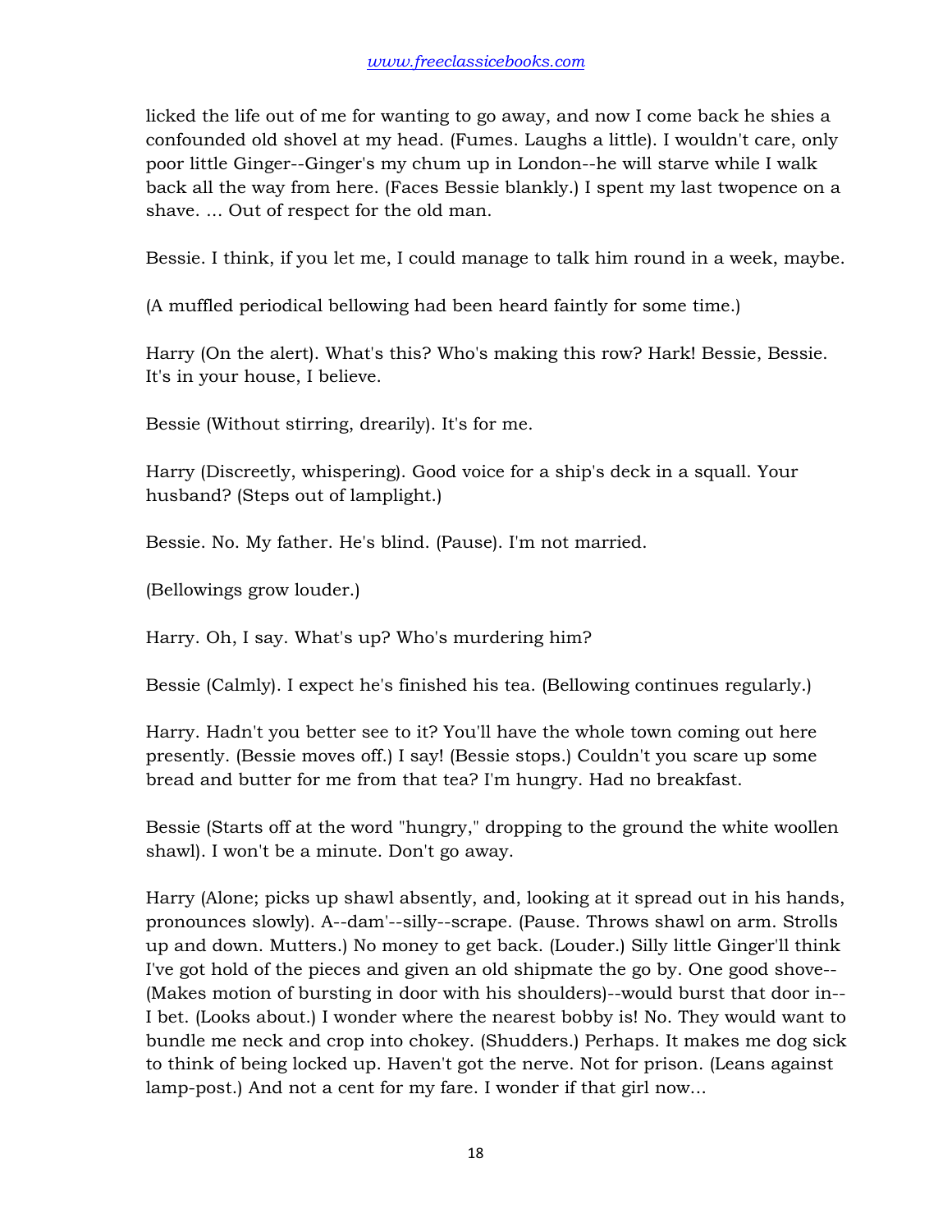licked the life out of me for wanting to go away, and now I come back he shies a confounded old shovel at my head. (Fumes. Laughs a little). I wouldn't care, only poor little Ginger--Ginger's my chum up in London--he will starve while I walk back all the way from here. (Faces Bessie blankly.) I spent my last twopence on a shave. ... Out of respect for the old man.

Bessie. I think, if you let me, I could manage to talk him round in a week, maybe.

(A muffled periodical bellowing had been heard faintly for some time.)

Harry (On the alert). What's this? Who's making this row? Hark! Bessie, Bessie. It's in your house, I believe.

Bessie (Without stirring, drearily). It's for me.

Harry (Discreetly, whispering). Good voice for a ship's deck in a squall. Your husband? (Steps out of lamplight.)

Bessie. No. My father. He's blind. (Pause). I'm not married.

(Bellowings grow louder.)

Harry. Oh, I say. What's up? Who's murdering him?

Bessie (Calmly). I expect he's finished his tea. (Bellowing continues regularly.)

Harry. Hadn't you better see to it? You'll have the whole town coming out here presently. (Bessie moves off.) I say! (Bessie stops.) Couldn't you scare up some bread and butter for me from that tea? I'm hungry. Had no breakfast.

Bessie (Starts off at the word "hungry," dropping to the ground the white woollen shawl). I won't be a minute. Don't go away.

Harry (Alone; picks up shawl absently, and, looking at it spread out in his hands, pronounces slowly). A--dam'--silly--scrape. (Pause. Throws shawl on arm. Strolls up and down. Mutters.) No money to get back. (Louder.) Silly little Ginger'll think I've got hold of the pieces and given an old shipmate the go by. One good shove--(Makes motion of bursting in door with his shoulders)--would burst that door in--I bet. (Looks about.) I wonder where the nearest bobby is! No. They would want to bundle me neck and crop into chokey. (Shudders.) Perhaps. It makes me dog sick to think of being locked up. Haven't got the nerve. Not for prison. (Leans against lamp-post.) And not a cent for my fare. I wonder if that girl now...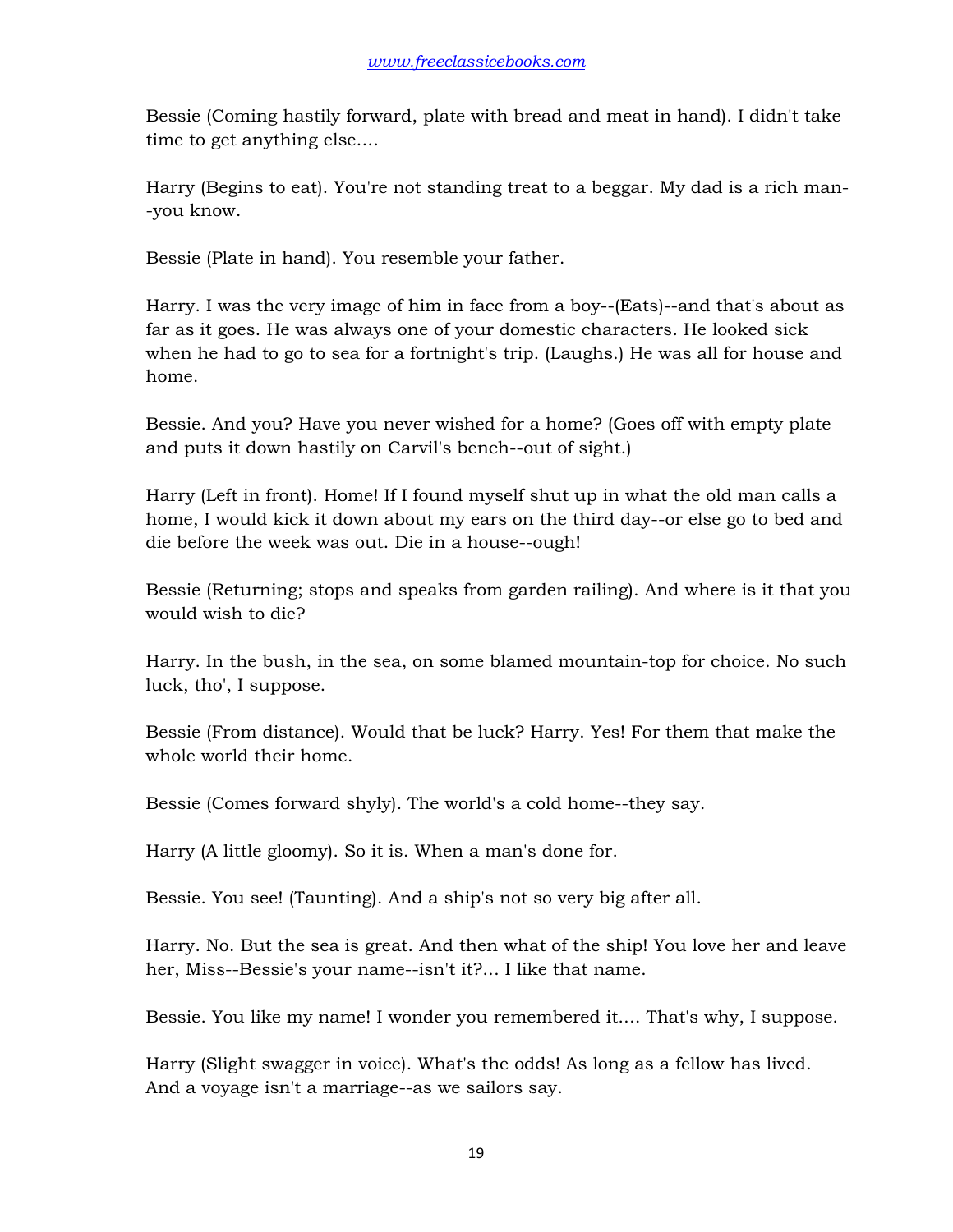Bessie (Coming hastily forward, plate with bread and meat in hand). I didn't take time to get anything else....

Harry (Begins to eat). You're not standing treat to a beggar. My dad is a rich man--you know.

Bessie (Plate in hand). You resemble your father.

Harry. I was the very image of him in face from a boy--(Eats)--and that's about as far as it goes. He was always one of your domestic characters. He looked sick when he had to go to sea for a fortnight's trip. (Laughs.) He was all for house and home.

Bessie. And you? Have you never wished for a home? (Goes off with empty plate and puts it down hastily on Carvil's bench--out of sight.)

Harry (Left in front). Home! If I found myself shut up in what the old man calls a home, I would kick it down about my ears on the third day--or else go to bed and die before the week was out. Die in a house--ough!

Bessie (Returning; stops and speaks from garden railing). And where is it that you would wish to die?

Harry. In the bush, in the sea, on some blamed mountain-top for choice. No such luck, tho', I suppose.

Bessie (From distance). Would that be luck? Harry. Yes! For them that make the whole world their home.

Bessie (Comes forward shyly). The world's a cold home--they say.

Harry (A little gloomy). So it is. When a man's done for.

Bessie. You see! (Taunting). And a ship's not so very big after all.

Harry. No. But the sea is great. And then what of the ship! You love her and leave her, Miss--Bessie's your name--isn't it?... I like that name.

Bessie. You like my name! I wonder you remembered it.... That's why, I suppose.

Harry (Slight swagger in voice). What's the odds! As long as a fellow has lived. And a voyage isn't a marriage--as we sailors say.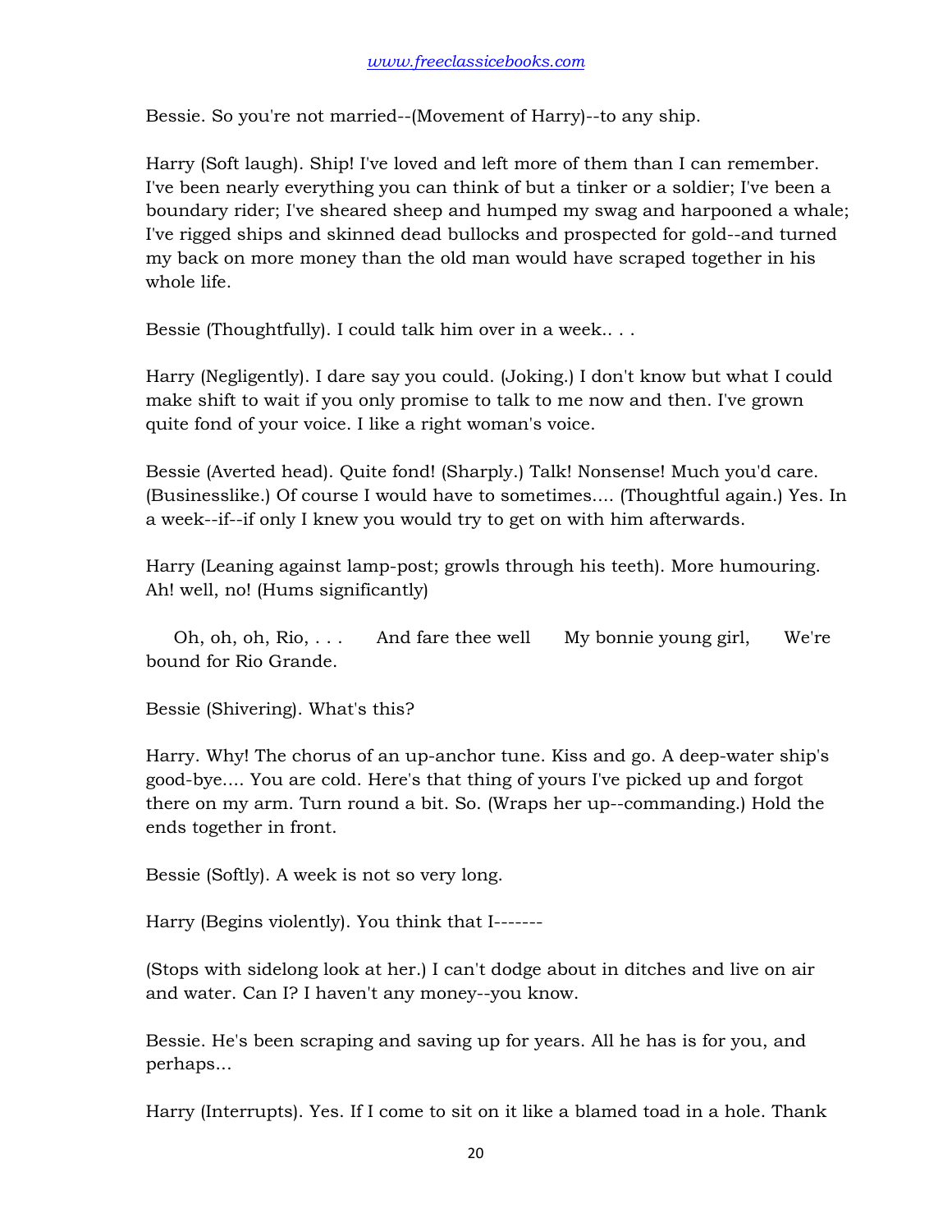Bessie. So you're not married--(Movement of Harry)--to any ship.

Harry (Soft laugh). Ship! I've loved and left more of them than I can remember. I've been nearly everything you can think of but a tinker or a soldier; I've been a boundary rider; I've sheared sheep and humped my swag and harpooned a whale; I've rigged ships and skinned dead bullocks and prospected for gold--and turned my back on more money than the old man would have scraped together in his whole life.

Bessie (Thoughtfully). I could talk him over in a week.. . .

Harry (Negligently). I dare say you could. (Joking.) I don't know but what I could make shift to wait if you only promise to talk to me now and then. I've grown quite fond of your voice. I like a right woman's voice.

Bessie (Averted head). Quite fond! (Sharply.) Talk! Nonsense! Much you'd care. (Businesslike.) Of course I would have to sometimes.... (Thoughtful again.) Yes. In a week--if--if only I knew you would try to get on with him afterwards.

Harry (Leaning against lamp-post; growls through his teeth). More humouring. Ah! well, no! (Hums significantly)

Oh, oh, oh, Rio, . . . And fare thee well My bonnie young girl, We're bound for Rio Grande.

Bessie (Shivering). What's this?

Harry. Why! The chorus of an up-anchor tune. Kiss and go. A deep-water ship's good-bye.... You are cold. Here's that thing of yours I've picked up and forgot there on my arm. Turn round a bit. So. (Wraps her up--commanding.) Hold the ends together in front.

Bessie (Softly). A week is not so very long.

Harry (Begins violently). You think that I-------

(Stops with sidelong look at her.) I can't dodge about in ditches and live on air and water. Can I? I haven't any money--you know.

Bessie. He's been scraping and saving up for years. All he has is for you, and perhaps...

Harry (Interrupts). Yes. If I come to sit on it like a blamed toad in a hole. Thank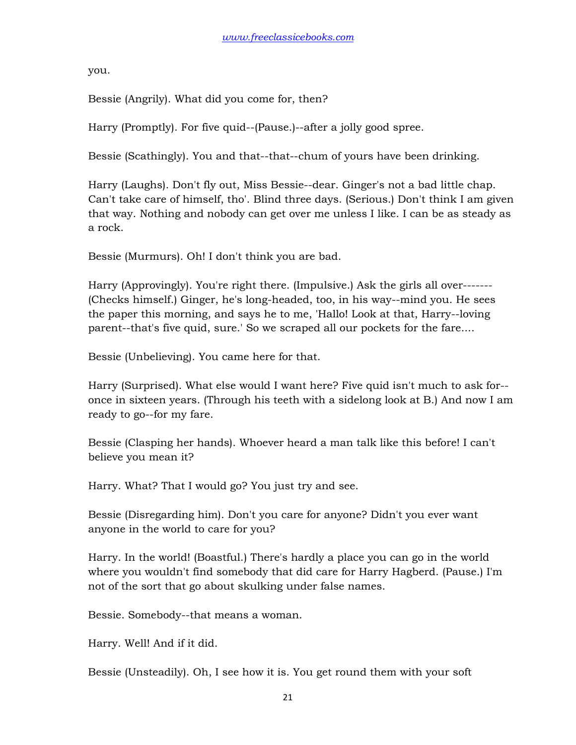you.

Bessie (Angrily). What did you come for, then?

Harry (Promptly). For five quid--(Pause.)--after a jolly good spree.

Bessie (Scathingly). You and that--that--chum of yours have been drinking.

Harry (Laughs). Don't fly out, Miss Bessie--dear. Ginger's not a bad little chap. Can't take care of himself, tho'. Blind three days. (Serious.) Don't think I am given that way. Nothing and nobody can get over me unless I like. I can be as steady as a rock.

Bessie (Murmurs). Oh! I don't think you are bad.

Harry (Approvingly). You're right there. (Impulsive.) Ask the girls all over------- (Checks himself.) Ginger, he's long-headed, too, in his way--mind you. He sees the paper this morning, and says he to me, 'Hallo! Look at that, Harry--loving parent--that's five quid, sure.' So we scraped all our pockets for the fare....

Bessie (Unbelieving). You came here for that.

Harry (Surprised). What else would I want here? Five quid isn't much to ask for--once in sixteen years. (Through his teeth with a sidelong look at B.) And now I am ready to go--for my fare.

Bessie (Clasping her hands). Whoever heard a man talk like this before! I can't believe you mean it?

Harry. What? That I would go? You just try and see.

Bessie (Disregarding him). Don't you care for anyone? Didn't you ever want anyone in the world to care for you?

Harry. In the world! (Boastful.) There's hardly a place you can go in the world where you wouldn't find somebody that did care for Harry Hagberd. (Pause.) I'm not of the sort that go about skulking under false names.

Bessie. Somebody--that means a woman.

Harry. Well! And if it did.

Bessie (Unsteadily). Oh, I see how it is. You get round them with your soft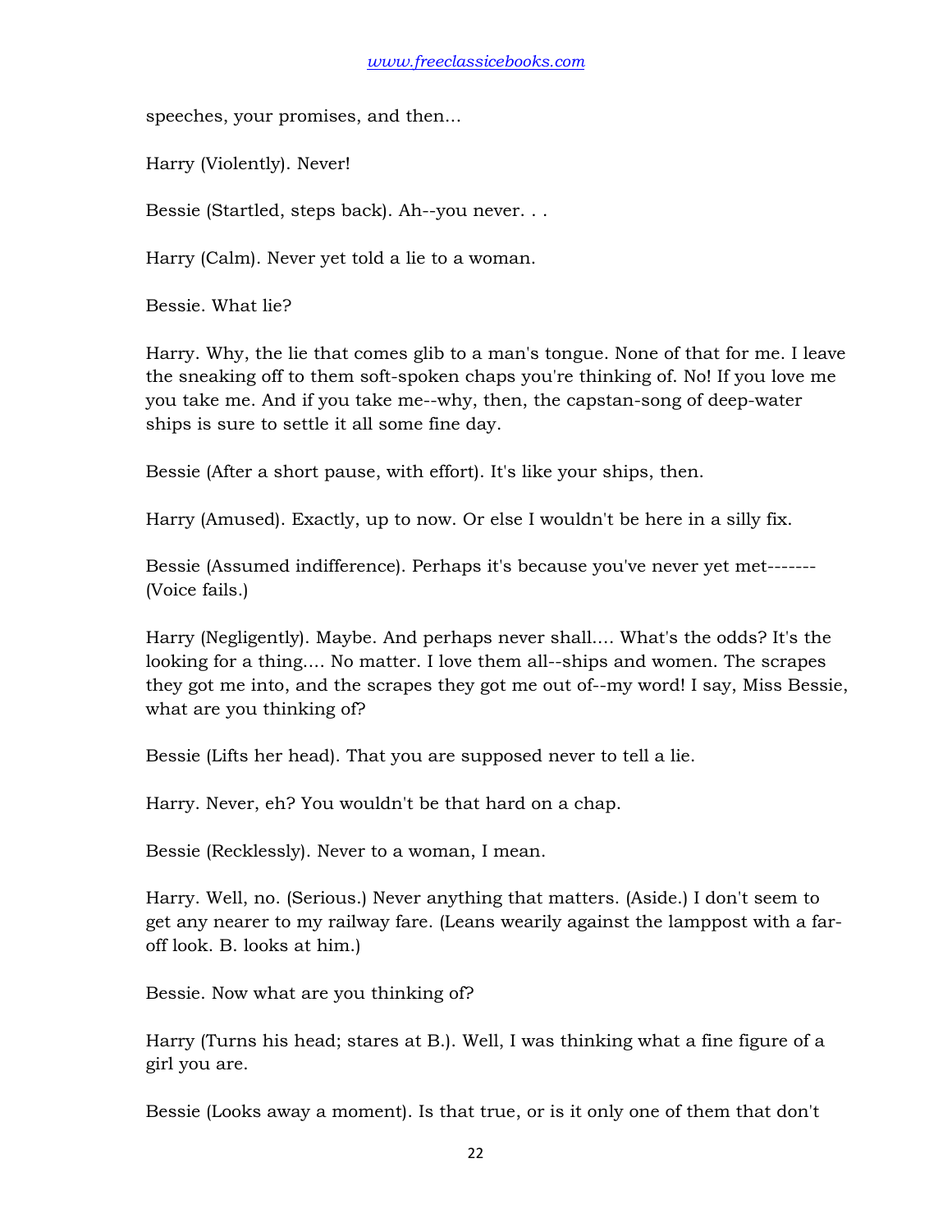speeches, your promises, and then...

Harry (Violently). Never!

Bessie (Startled, steps back). Ah--you never. . .

Harry (Calm). Never yet told a lie to a woman.

Bessie. What lie?

Harry. Why, the lie that comes glib to a man's tongue. None of that for me. I leave the sneaking off to them soft-spoken chaps you're thinking of. No! If you love me you take me. And if you take me--why, then, the capstan-song of deep-water ships is sure to settle it all some fine day.

Bessie (After a short pause, with effort). It's like your ships, then.

Harry (Amused). Exactly, up to now. Or else I wouldn't be here in a silly fix.

Bessie (Assumed indifference). Perhaps it's because you've never yet met------- (Voice fails.)

Harry (Negligently). Maybe. And perhaps never shall.... What's the odds? It's the looking for a thing.... No matter. I love them all--ships and women. The scrapes they got me into, and the scrapes they got me out of--my word! I say, Miss Bessie, what are you thinking of?

Bessie (Lifts her head). That you are supposed never to tell a lie.

Harry. Never, eh? You wouldn't be that hard on a chap.

Bessie (Recklessly). Never to a woman, I mean.

Harry. Well, no. (Serious.) Never anything that matters. (Aside.) I don't seem to get any nearer to my railway fare. (Leans wearily against the lamppost with a far-off look. B. looks at him.)

Bessie. Now what are you thinking of?

Harry (Turns his head; stares at B.). Well, I was thinking what a fine figure of a girl you are.

Bessie (Looks away a moment). Is that true, or is it only one of them that don't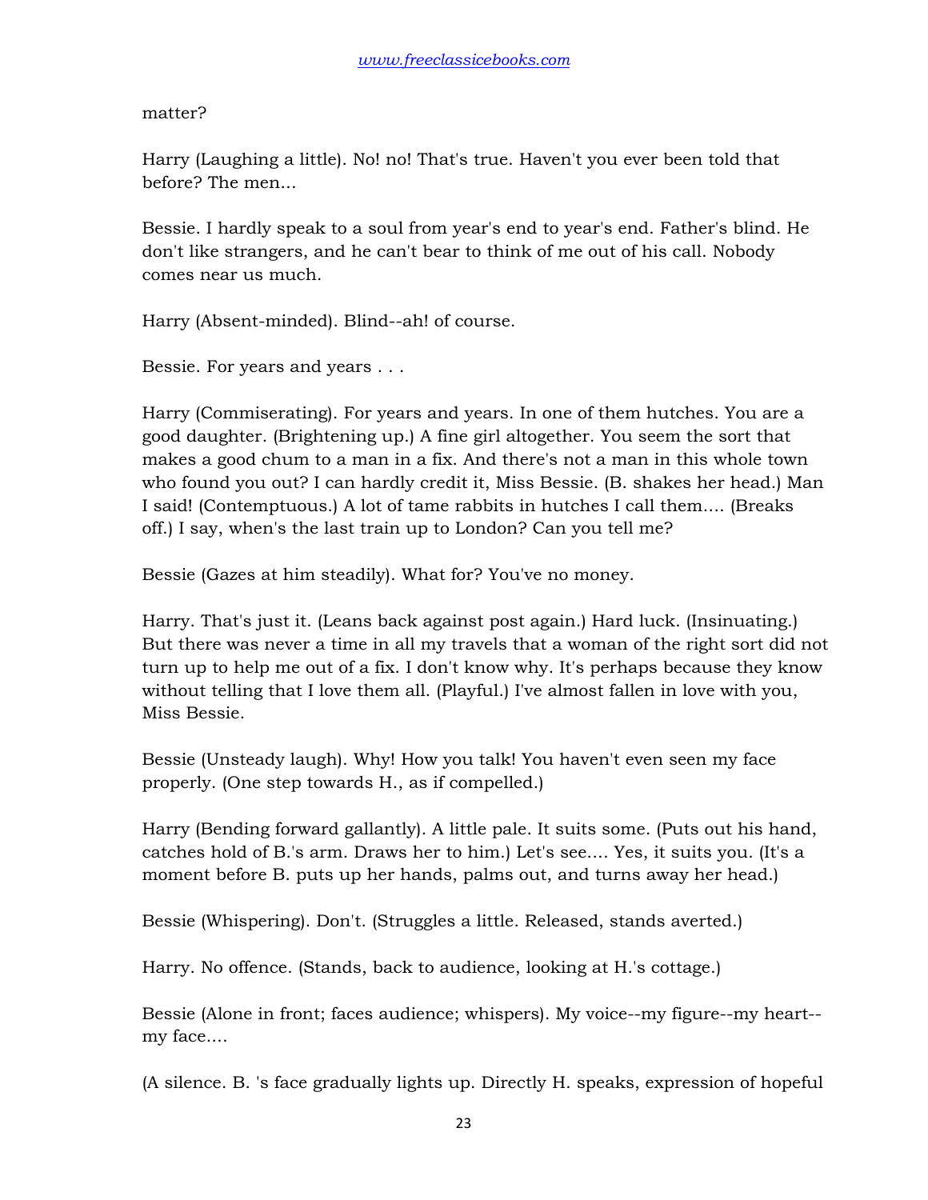matter?

Harry (Laughing a little). No! no! That's true. Haven't you ever been told that before? The men...

Bessie. I hardly speak to a soul from year's end to year's end. Father's blind. He don't like strangers, and he can't bear to think of me out of his call. Nobody comes near us much.

Harry (Absent-minded). Blind--ah! of course.

Bessie. For years and years . . .

Harry (Commiserating). For years and years. In one of them hutches. You are a good daughter. (Brightening up.) A fine girl altogether. You seem the sort that makes a good chum to a man in a fix. And there's not a man in this whole town who found you out? I can hardly credit it, Miss Bessie. (B. shakes her head.) Man I said! (Contemptuous.) A lot of tame rabbits in hutches I call them.... (Breaks off.) I say, when's the last train up to London? Can you tell me?

Bessie (Gazes at him steadily). What for? You've no money.

Harry. That's just it. (Leans back against post again.) Hard luck. (Insinuating.) But there was never a time in all my travels that a woman of the right sort did not turn up to help me out of a fix. I don't know why. It's perhaps because they know without telling that I love them all. (Playful.) I've almost fallen in love with you, Miss Bessie.

Bessie (Unsteady laugh). Why! How you talk! You haven't even seen my face properly. (One step towards H., as if compelled.)

Harry (Bending forward gallantly). A little pale. It suits some. (Puts out his hand, catches hold of B.'s arm. Draws her to him.) Let's see.... Yes, it suits you. (It's a moment before B. puts up her hands, palms out, and turns away her head.)

Bessie (Whispering). Don't. (Struggles a little. Released, stands averted.)

Harry. No offence. (Stands, back to audience, looking at H.'s cottage.)

Bessie (Alone in front; faces audience; whispers). My voice--my figure--my heart--my face....

(A silence. B. 's face gradually lights up. Directly H. speaks, expression of hopeful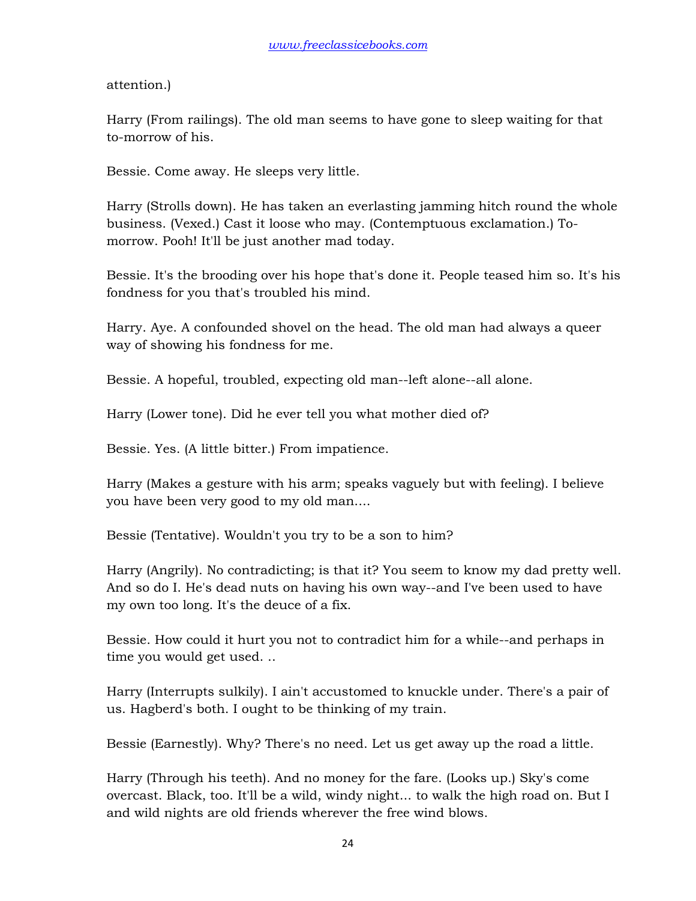attention.)

Harry (From railings). The old man seems to have gone to sleep waiting for that to-morrow of his.

Bessie. Come away. He sleeps very little.

Harry (Strolls down). He has taken an everlasting jamming hitch round the whole business. (Vexed.) Cast it loose who may. (Contemptuous exclamation.) To-morrow. Pooh! It'll be just another mad today.

Bessie. It's the brooding over his hope that's done it. People teased him so. It's his fondness for you that's troubled his mind.

Harry. Aye. A confounded shovel on the head. The old man had always a queer way of showing his fondness for me.

Bessie. A hopeful, troubled, expecting old man--left alone--all alone.

Harry (Lower tone). Did he ever tell you what mother died of?

Bessie. Yes. (A little bitter.) From impatience.

Harry (Makes a gesture with his arm; speaks vaguely but with feeling). I believe you have been very good to my old man....

Bessie (Tentative). Wouldn't you try to be a son to him?

Harry (Angrily). No contradicting; is that it? You seem to know my dad pretty well. And so do I. He's dead nuts on having his own way--and I've been used to have my own too long. It's the deuce of a fix.

Bessie. How could it hurt you not to contradict him for a while--and perhaps in time you would get used. ..

Harry (Interrupts sulkily). I ain't accustomed to knuckle under. There's a pair of us. Hagberd's both. I ought to be thinking of my train.

Bessie (Earnestly). Why? There's no need. Let us get away up the road a little.

Harry (Through his teeth). And no money for the fare. (Looks up.) Sky's come overcast. Black, too. It'll be a wild, windy night... to walk the high road on. But I and wild nights are old friends wherever the free wind blows.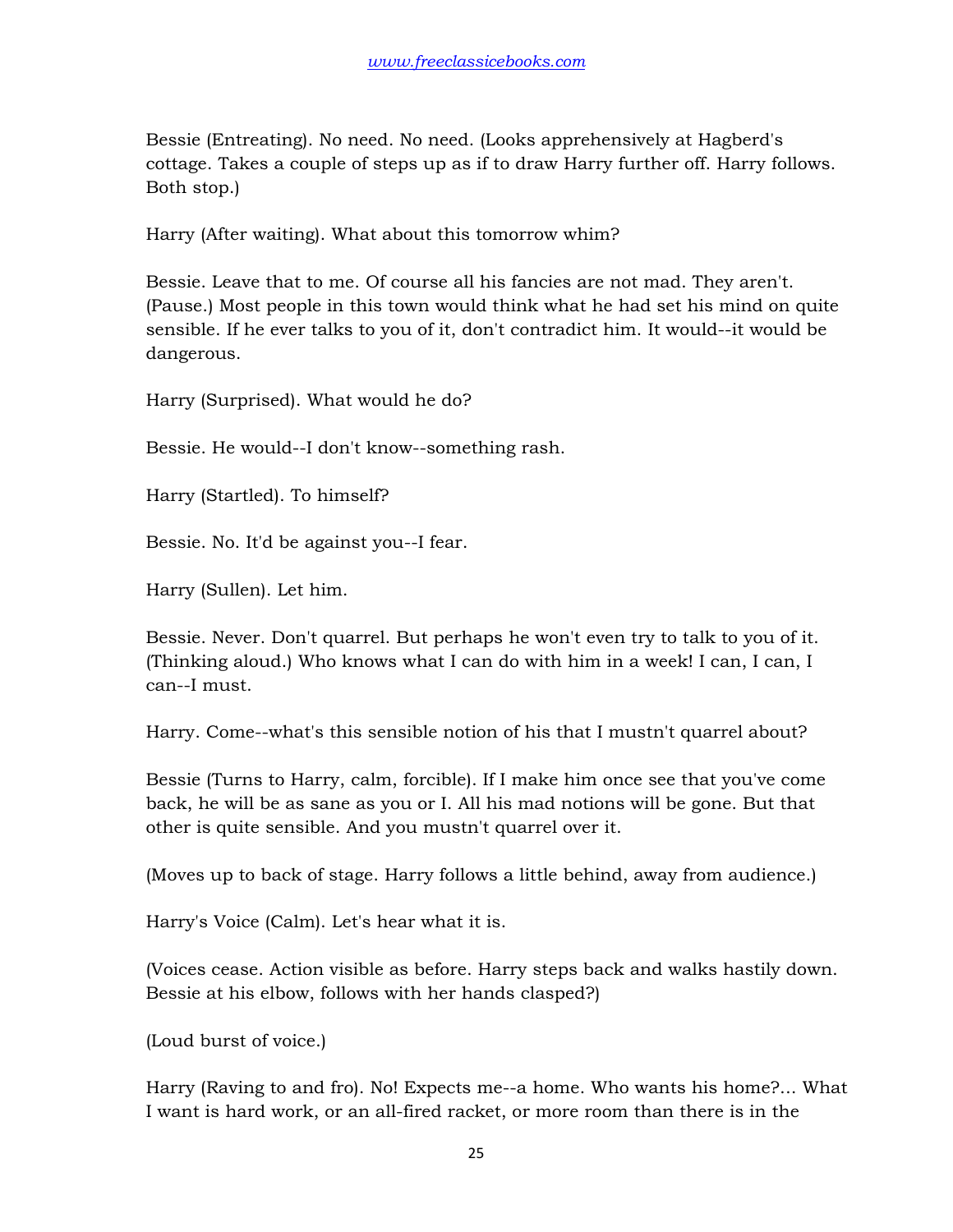Bessie (Entreating). No need. No need. (Looks apprehensively at Hagberd's cottage. Takes a couple of steps up as if to draw Harry further off. Harry follows. Both stop.)

Harry (After waiting). What about this tomorrow whim?

Bessie. Leave that to me. Of course all his fancies are not mad. They aren't. (Pause.) Most people in this town would think what he had set his mind on quite sensible. If he ever talks to you of it, don't contradict him. It would--it would be dangerous.

Harry (Surprised). What would he do?

Bessie. He would--I don't know--something rash.

Harry (Startled). To himself?

Bessie. No. It'd be against you--I fear.

Harry (Sullen). Let him.

Bessie. Never. Don't quarrel. But perhaps he won't even try to talk to you of it. (Thinking aloud.) Who knows what I can do with him in a week! I can, I can, I can--I must.

Harry. Come--what's this sensible notion of his that I mustn't quarrel about?

Bessie (Turns to Harry, calm, forcible). If I make him once see that you've come back, he will be as sane as you or I. All his mad notions will be gone. But that other is quite sensible. And you mustn't quarrel over it.

(Moves up to back of stage. Harry follows a little behind, away from audience.)

Harry's Voice (Calm). Let's hear what it is.

(Voices cease. Action visible as before. Harry steps back and walks hastily down. Bessie at his elbow, follows with her hands clasped?)

(Loud burst of voice.)

Harry (Raving to and fro). No! Expects me--a home. Who wants his home?... What I want is hard work, or an all-fired racket, or more room than there is in the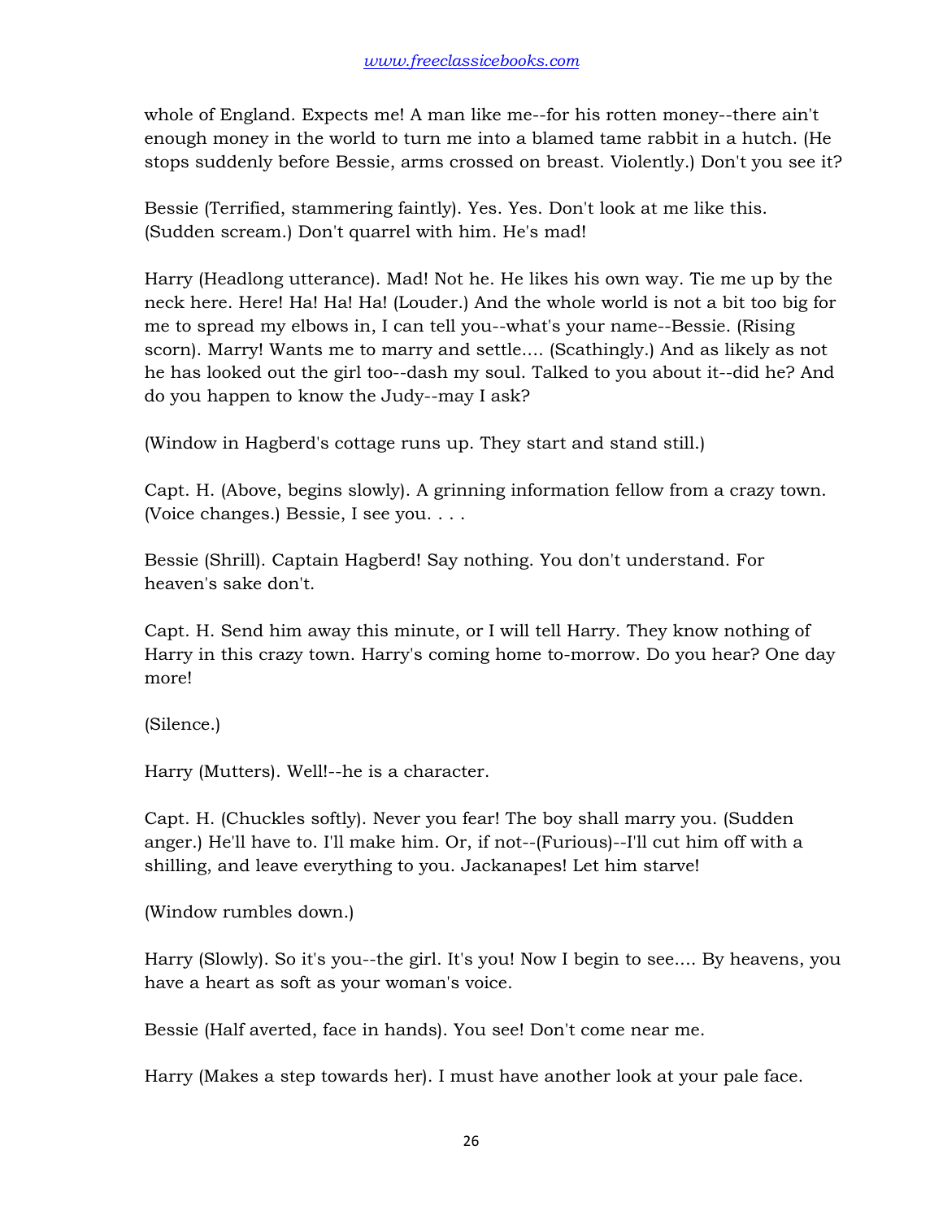whole of England. Expects me! A man like me--for his rotten money--there ain't enough money in the world to turn me into a blamed tame rabbit in a hutch. (He stops suddenly before Bessie, arms crossed on breast. Violently.) Don't you see it?

Bessie (Terrified, stammering faintly). Yes. Yes. Don't look at me like this. (Sudden scream.) Don't quarrel with him. He's mad!

Harry (Headlong utterance). Mad! Not he. He likes his own way. Tie me up by the neck here. Here! Ha! Ha! Ha! (Louder.) And the whole world is not a bit too big for me to spread my elbows in, I can tell you--what's your name--Bessie. (Rising scorn). Marry! Wants me to marry and settle.... (Scathingly.) And as likely as not he has looked out the girl too--dash my soul. Talked to you about it--did he? And do you happen to know the Judy--may I ask?

(Window in Hagberd's cottage runs up. They start and stand still.)

Capt. H. (Above, begins slowly). A grinning information fellow from a crazy town. (Voice changes.) Bessie, I see you. . . .

Bessie (Shrill). Captain Hagberd! Say nothing. You don't understand. For heaven's sake don't.

Capt. H. Send him away this minute, or I will tell Harry. They know nothing of Harry in this crazy town. Harry's coming home to-morrow. Do you hear? One day more!

(Silence.)

Harry (Mutters). Well!--he is a character.

Capt. H. (Chuckles softly). Never you fear! The boy shall marry you. (Sudden anger.) He'll have to. I'll make him. Or, if not--(Furious)--I'll cut him off with a shilling, and leave everything to you. Jackanapes! Let him starve!

(Window rumbles down.)

Harry (Slowly). So it's you--the girl. It's you! Now I begin to see.... By heavens, you have a heart as soft as your woman's voice.

Bessie (Half averted, face in hands). You see! Don't come near me.

Harry (Makes a step towards her). I must have another look at your pale face.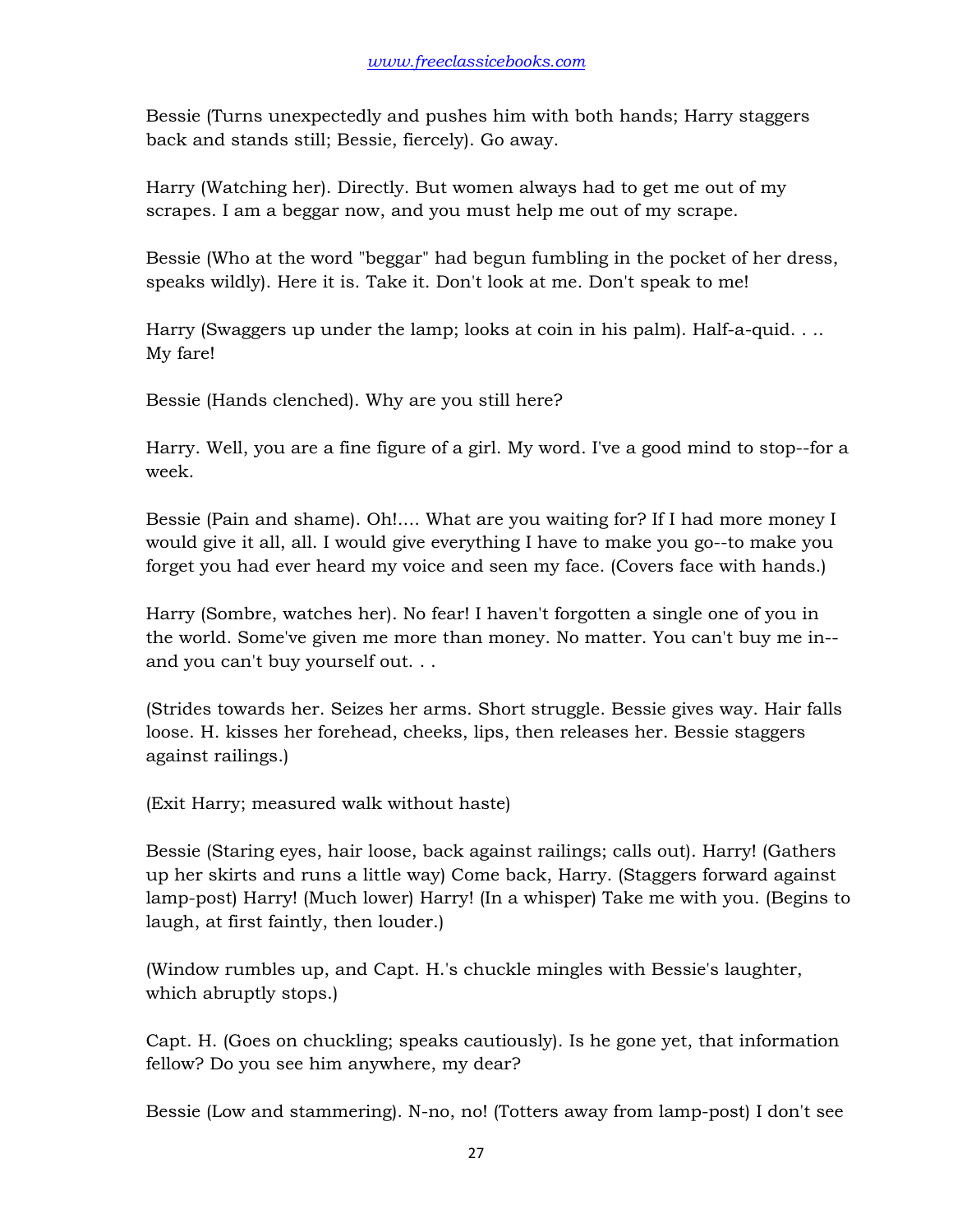Bessie (Turns unexpectedly and pushes him with both hands; Harry staggers back and stands still; Bessie, fiercely). Go away.

Harry (Watching her). Directly. But women always had to get me out of my scrapes. I am a beggar now, and you must help me out of my scrape.

Bessie (Who at the word "beggar" had begun fumbling in the pocket of her dress, speaks wildly). Here it is. Take it. Don't look at me. Don't speak to me!

Harry (Swaggers up under the lamp; looks at coin in his palm). Half-a-quid. . .. My fare!

Bessie (Hands clenched). Why are you still here?

Harry. Well, you are a fine figure of a girl. My word. I've a good mind to stop--for a week.

Bessie (Pain and shame). Oh!.... What are you waiting for? If I had more money I would give it all, all. I would give everything I have to make you go--to make you forget you had ever heard my voice and seen my face. (Covers face with hands.)

Harry (Sombre, watches her). No fear! I haven't forgotten a single one of you in the world. Some've given me more than money. No matter. You can't buy me in--and you can't buy yourself out. . .

(Strides towards her. Seizes her arms. Short struggle. Bessie gives way. Hair falls loose. H. kisses her forehead, cheeks, lips, then releases her. Bessie staggers against railings.)

(Exit Harry; measured walk without haste)

Bessie (Staring eyes, hair loose, back against railings; calls out). Harry! (Gathers up her skirts and runs a little way) Come back, Harry. (Staggers forward against lamp-post) Harry! (Much lower) Harry! (In a whisper) Take me with you. (Begins to laugh, at first faintly, then louder.)

(Window rumbles up, and Capt. H.'s chuckle mingles with Bessie's laughter, which abruptly stops.)

Capt. H. (Goes on chuckling; speaks cautiously). Is he gone yet, that information fellow? Do you see him anywhere, my dear?

Bessie (Low and stammering). N-no, no! (Totters away from lamp-post) I don't see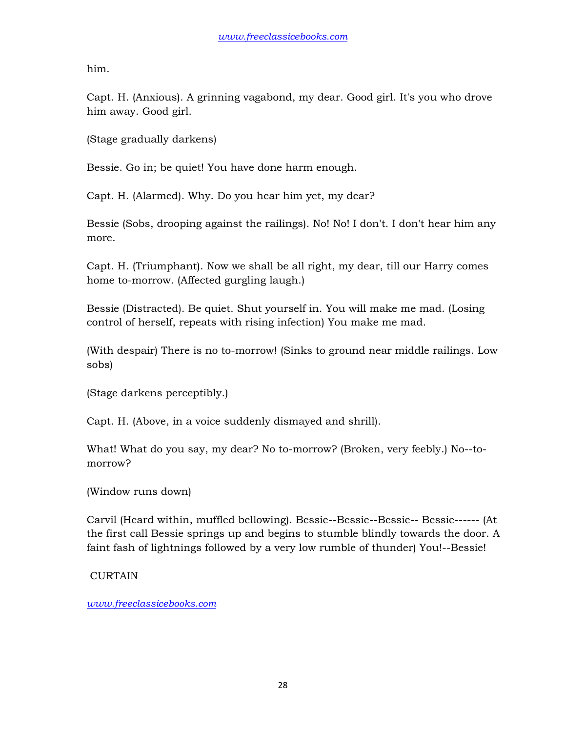him.

Capt. H. (Anxious). A grinning vagabond, my dear. Good girl. It's you who drove him away. Good girl.

(Stage gradually darkens)

Bessie. Go in; be quiet! You have done harm enough.

Capt. H. (Alarmed). Why. Do you hear him yet, my dear?

Bessie (Sobs, drooping against the railings). No! No! I don't. I don't hear him any more.

Capt. H. (Triumphant). Now we shall be all right, my dear, till our Harry comes home to-morrow. (Affected gurgling laugh.)

Bessie (Distracted). Be quiet. Shut yourself in. You will make me mad. (Losing control of herself, repeats with rising infection) You make me mad.

(With despair) There is no to-morrow! (Sinks to ground near middle railings. Low sobs)

(Stage darkens perceptibly.)

Capt. H. (Above, in a voice suddenly dismayed and shrill).

What! What do you say, my dear? No to-morrow? (Broken, very feebly.) No--to-morrow?

(Window runs down)

Carvil (Heard within, muffled bellowing). Bessie--Bessie--Bessie-- Bessie------ (At the first call Bessie springs up and begins to stumble blindly towards the door. A faint fash of lightnings followed by a very low rumble of thunder) You!--Bessie!

CURTAIN